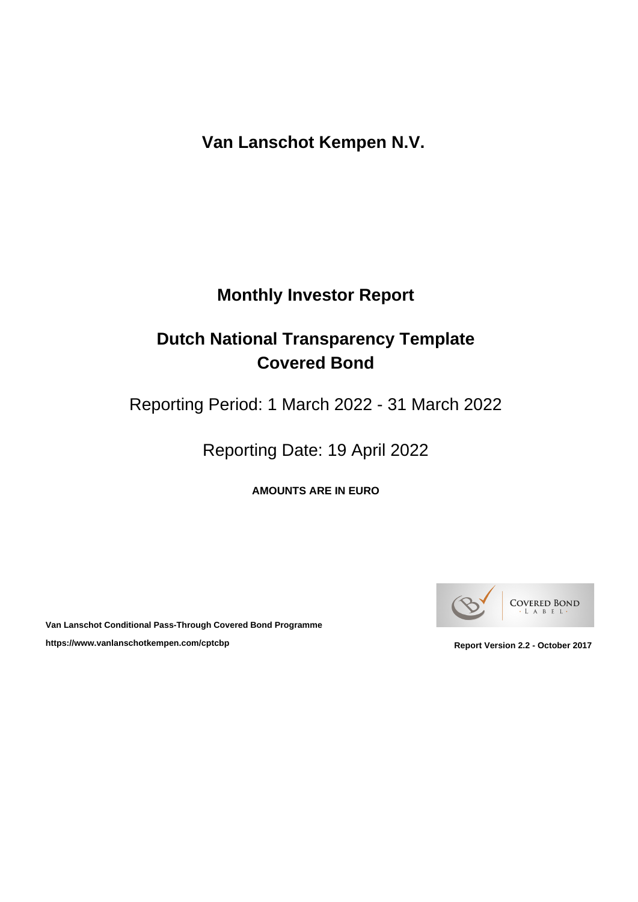# Van Lanschot Kempen N.V.

## Monthly Investor Report

## Dutch National Transparency Template Covered Bond

Reporting Period: 1 March 2022 - 31 March 2022

Reporting Date: 19 April 2022

**AMOUNTS ARE IN EURO**

**Van Lanschot Conditional Pass-Through Covered Bond Programme**

**https://www.vanlanschotkempen.com/cptcbp**

**Report Version 2.2 - October 2017**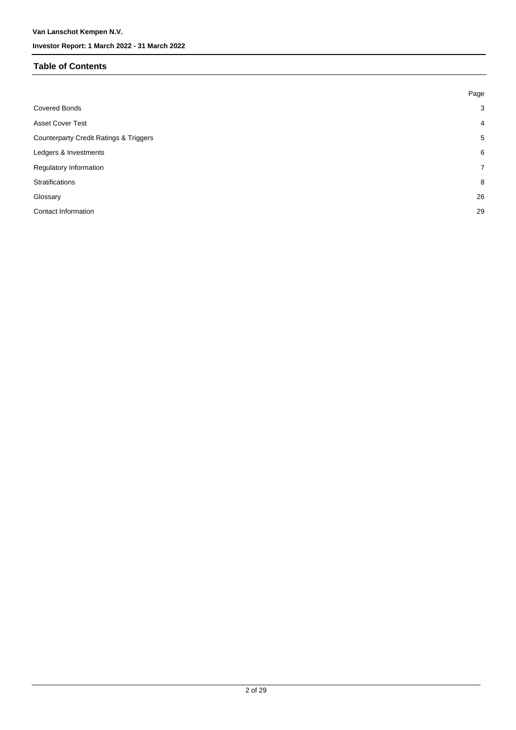## Table of Contents

| | Page |
|---|---|
| Covered Bonds | 3 |
| Asset Cover Test | 4 |
| Counterparty Credit Ratings & Triggers | 5 |
| Ledgers & Investments | 6 |
| Regulatory Information | 7 |
| Stratifications | 8 |
| Glossary | 26 |
| Contact Information | 29 |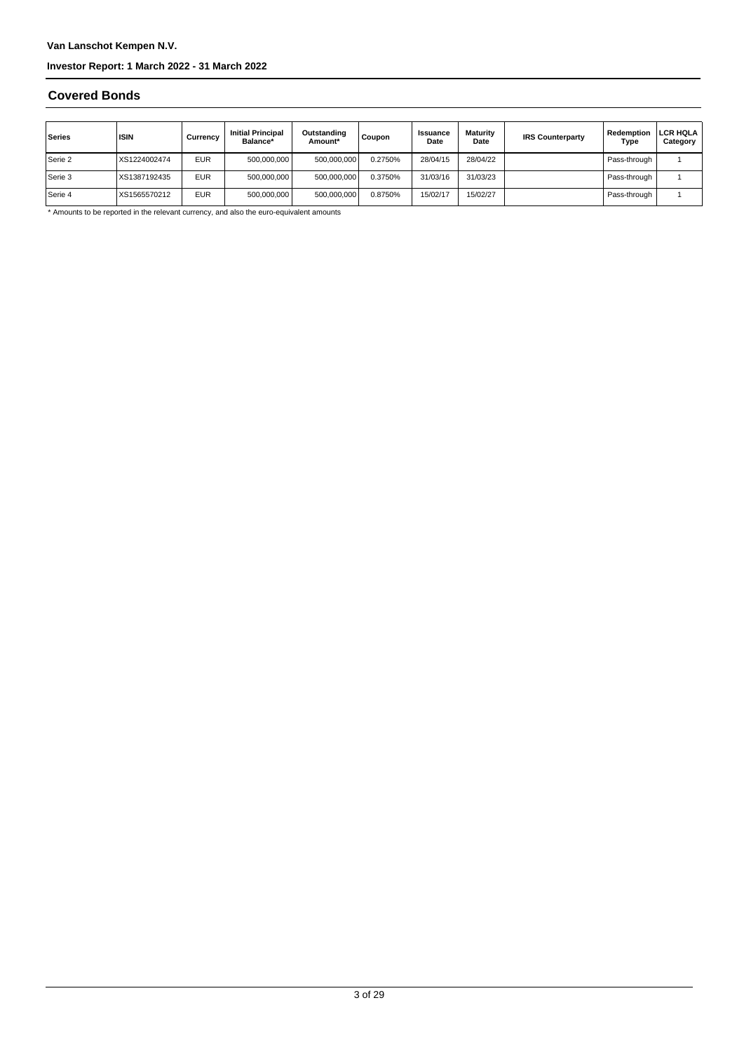## Covered Bonds

| Series | ISIN | Currency | Initial Principal Balance* | Outstanding Amount* | Coupon | Issuance Date | Maturity Date | IRS Counterparty | Redemption Type | LCR HQLA Category |
|---|---|---|---|---|---|---|---|---|---|---|
| Serie 2 | XS1224002474 | EUR | 500,000,000 | 500,000,000 | 0.2750% | 28/04/15 | 28/04/22 | | Pass-through | 1 |
| Serie 3 | XS1387192435 | EUR | 500,000,000 | 500,000,000 | 0.3750% | 31/03/16 | 31/03/23 | | Pass-through | 1 |
| Serie 4 | XS1565570212 | EUR | 500,000,000 | 500,000,000 | 0.8750% | 15/02/17 | 15/02/27 | | Pass-through | 1 |

* Amounts to be reported in the relevant currency, and also the euro-equivalent amounts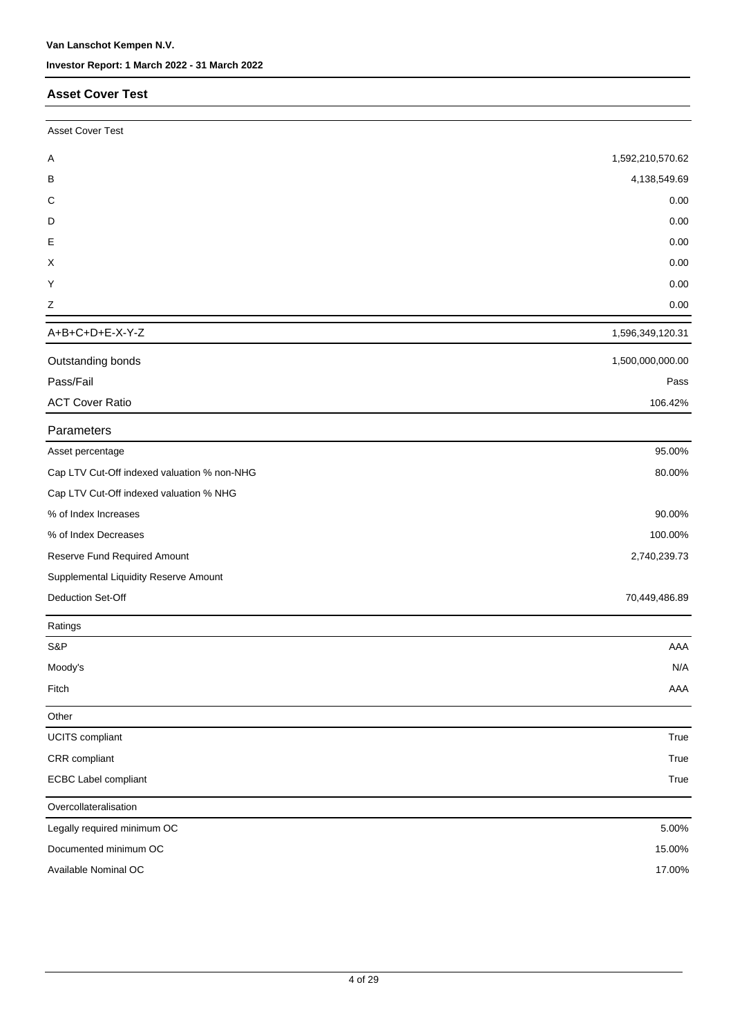## Asset Cover Test

| Asset Cover Test | |
|---|---|
| A | 1,592,210,570.62 |
| B | 4,138,549.69 |
| C | 0.00 |
| D | 0.00 |
| E | 0.00 |
| X | 0.00 |
| Y | 0.00 |
| Z | 0.00 |
| A+B+C+D+E-X-Y-Z | 1,596,349,120.31 |
| Outstanding bonds | 1,500,000,000.00 |
| Pass/Fail | Pass |
| ACT Cover Ratio | 106.42% |

| Parameters | |
|---|---|
| Asset percentage | 95.00% |
| Cap LTV Cut-Off indexed valuation % non-NHG | 80.00% |
| Cap LTV Cut-Off indexed valuation % NHG | |
| % of Index Increases | 90.00% |
| % of Index Decreases | 100.00% |
| Reserve Fund Required Amount | 2,740,239.73 |
| Supplemental Liquidity Reserve Amount | |
| Deduction Set-Off | 70,449,486.89 |

| Ratings | |
|---|---|
| S&P | AAA |
| Moody's | N/A |
| Fitch | AAA |

| Other | |
|---|---|
| UCITS compliant | True |
| CRR compliant | True |
| ECBC Label compliant | True |

| Overcollateralisation | |
|---|---|
| Legally required minimum OC | 5.00% |
| Documented minimum OC | 15.00% |
| Available Nominal OC | 17.00% |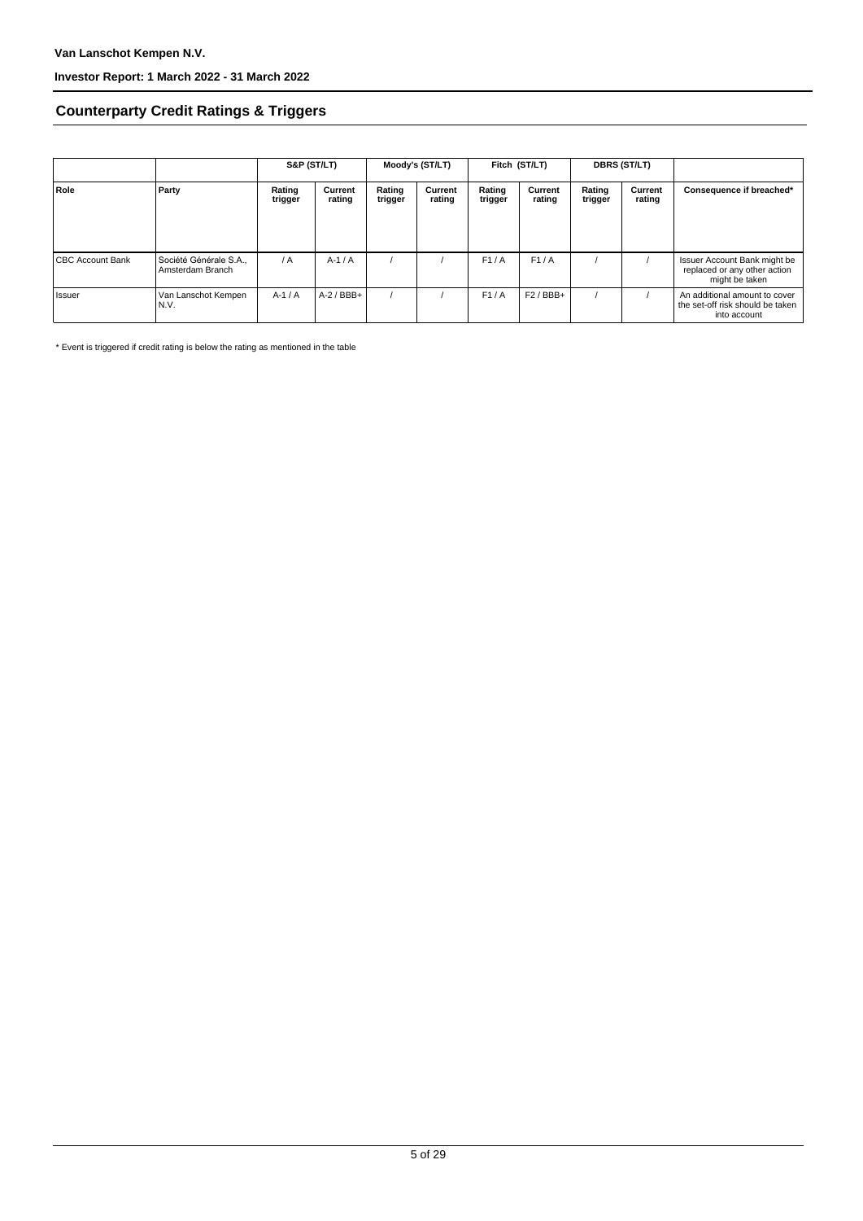Van Lanschot Kempen N.V.

Investor Report: 1 March 2022 - 31 March 2022

## Counterparty Credit Ratings & Triggers

| | | S&P (ST/LT) | | Moody's (ST/LT) | | Fitch (ST/LT) | | DBRS (ST/LT) | | |
|---|---|---|---|---|---|---|---|---|---|---|
| **Role** | **Party** | **Rating trigger** | **Current rating** | **Rating trigger** | **Current rating** | **Rating trigger** | **Current rating** | **Rating trigger** | **Current rating** | **Consequence if breached*** |
| CBC Account Bank | Société Générale S.A., Amsterdam Branch | / A | A-1 / A | / | / | F1 / A | F1 / A | / | / | Issuer Account Bank might be replaced or any other action might be taken |
| Issuer | Van Lanschot Kempen N.V. | A-1 / A | A-2 / BBB+ | / | / | F1 / A | F2 / BBB+ | / | / | An additional amount to cover the set-off risk should be taken into account |

* Event is triggered if credit rating is below the rating as mentioned in the table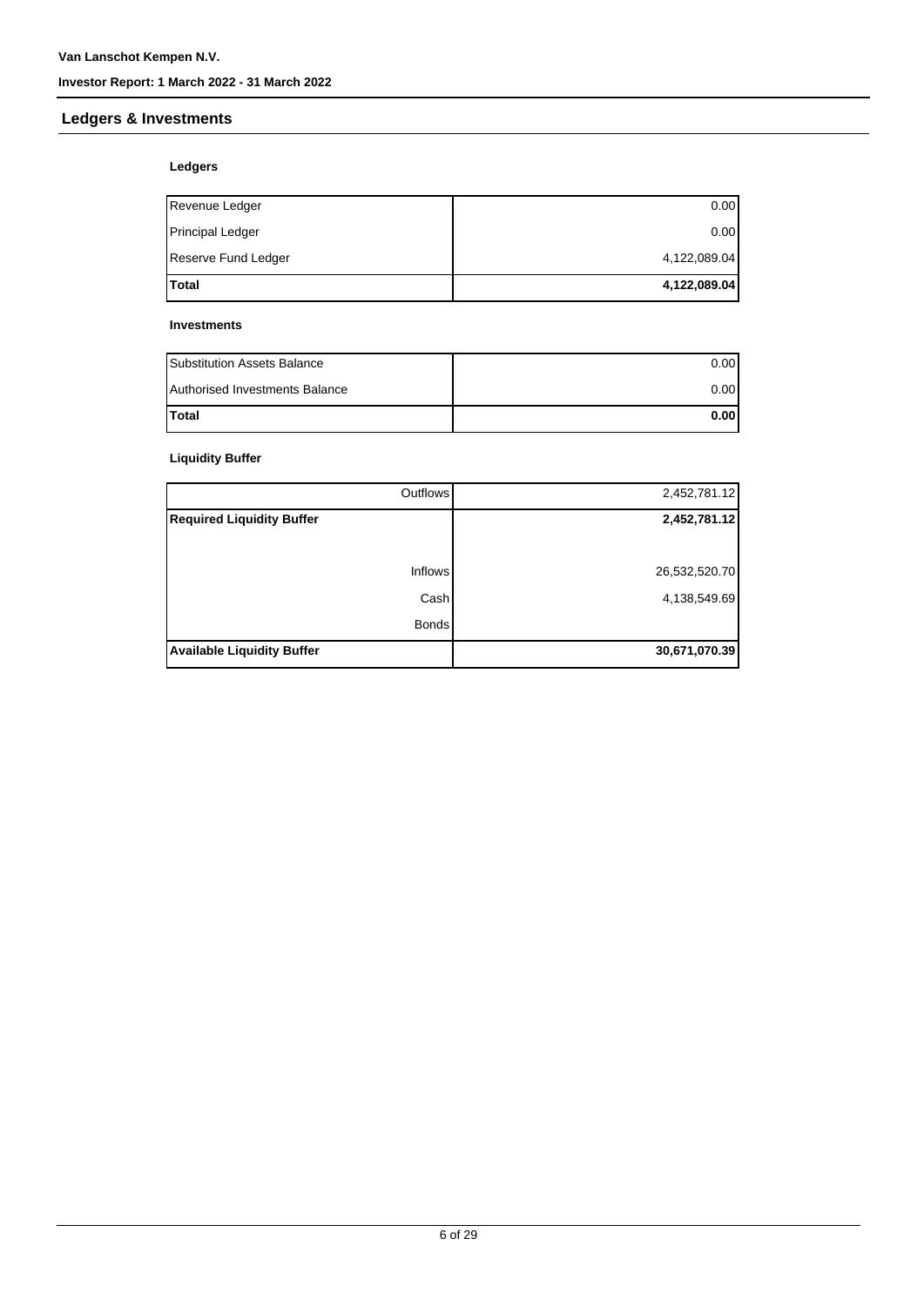## Ledgers & Investments

### Ledgers

| | |
|---|---|
| Revenue Ledger | 0.00 |
| Principal Ledger | 0.00 |
| Reserve Fund Ledger | 4,122,089.04 |
| **Total** | **4,122,089.04** |

### Investments

| | |
|---|---|
| Substitution Assets Balance | 0.00 |
| Authorised Investments Balance | 0.00 |
| **Total** | **0.00** |

### Liquidity Buffer

| | |
|---|---|
| Outflows | 2,452,781.12 |
| **Required Liquidity Buffer** | **2,452,781.12** |
| | |
| Inflows | 26,532,520.70 |
| Cash | 4,138,549.69 |
| Bonds | |
| **Available Liquidity Buffer** | **30,671,070.39** |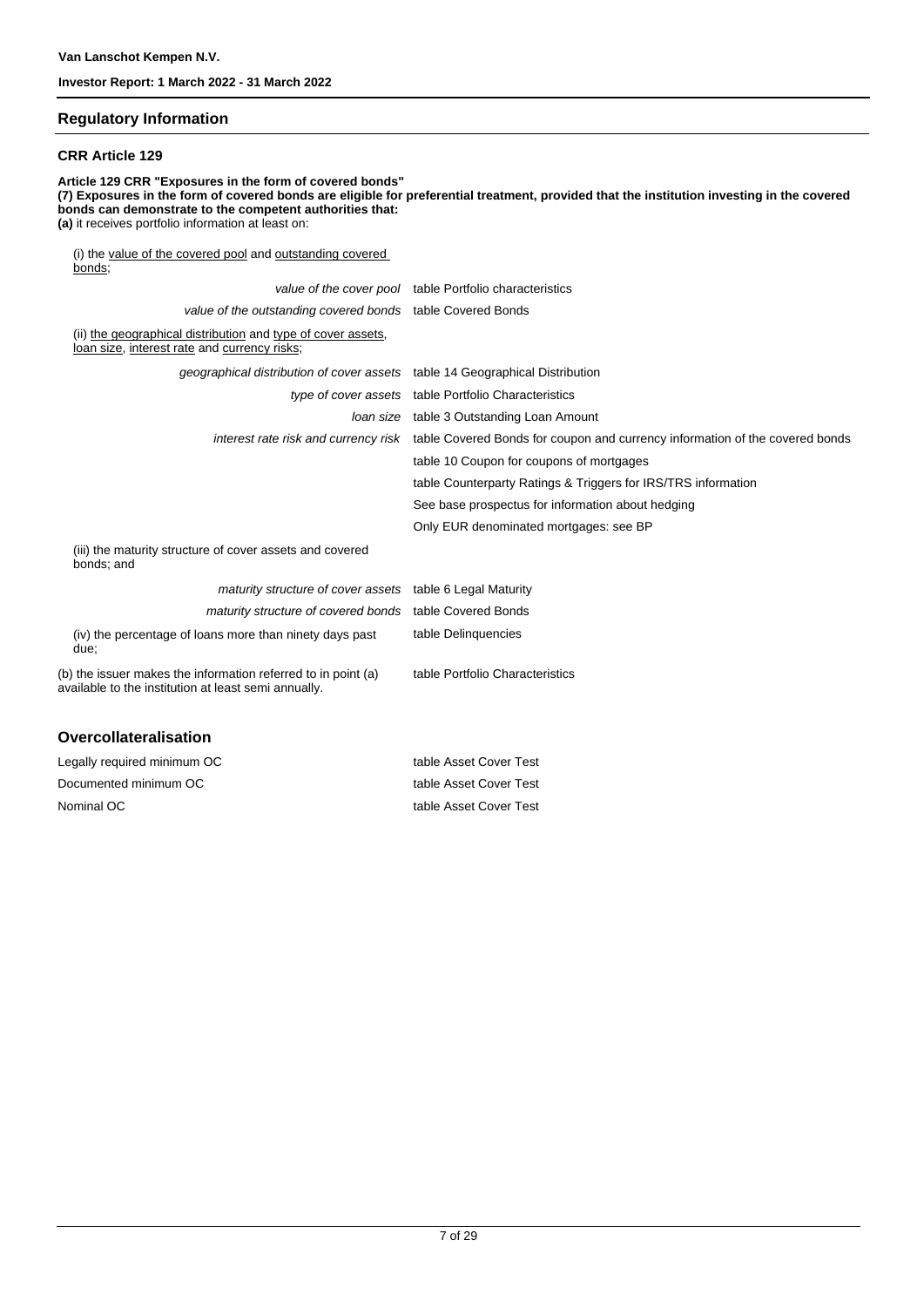## Regulatory Information

### CRR Article 129

**Article 129 CRR "Exposures in the form of covered bonds"**
**(7) Exposures in the form of covered bonds are eligible for preferential treatment, provided that the institution investing in the covered bonds can demonstrate to the competent authorities that:**
**(a)** it receives portfolio information at least on:

| | |
|---|---|
| (i) the value of the covered pool and outstanding covered bonds; | |
| *value of the cover pool* | table Portfolio characteristics |
| *value of the outstanding covered bonds* | table Covered Bonds |
| (ii) the geographical distribution and type of cover assets, loan size, interest rate and currency risks; | |
| *geographical distribution of cover assets* | table 14 Geographical Distribution |
| *type of cover assets* | table Portfolio Characteristics |
| *loan size* | table 3 Outstanding Loan Amount |
| *interest rate risk and currency risk* | table Covered Bonds for coupon and currency information of the covered bonds |
| | table 10 Coupon for coupons of mortgages |
| | table Counterparty Ratings & Triggers for IRS/TRS information |
| | See base prospectus for information about hedging |
| | Only EUR denominated mortgages: see BP |
| (iii) the maturity structure of cover assets and covered bonds; and | |
| *maturity structure of cover assets* | table 6 Legal Maturity |
| *maturity structure of covered bonds* | table Covered Bonds |
| (iv) the percentage of loans more than ninety days past due; | table Delinquencies |
| (b) the issuer makes the information referred to in point (a) available to the institution at least semi annually. | table Portfolio Characteristics |

## Overcollateralisation

| | |
|---|---|
| Legally required minimum OC | table Asset Cover Test |
| Documented minimum OC | table Asset Cover Test |
| Nominal OC | table Asset Cover Test |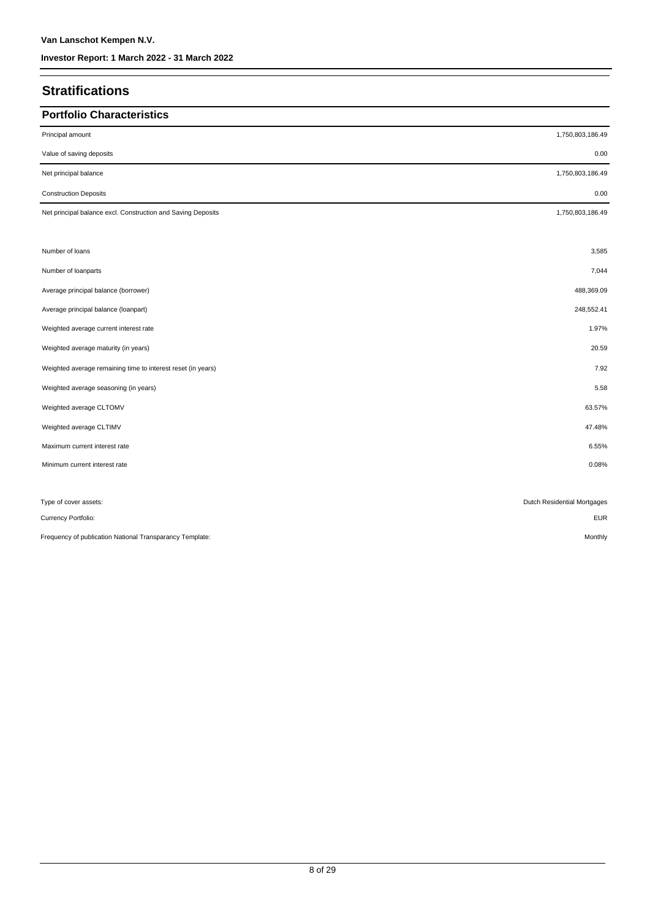# Stratifications

## Portfolio Characteristics

| | |
|---|---|
| Principal amount | 1,750,803,186.49 |
| Value of saving deposits | 0.00 |
| Net principal balance | 1,750,803,186.49 |
| Construction Deposits | 0.00 |
| Net principal balance excl. Construction and Saving Deposits | 1,750,803,186.49 |

| | |
|---|---|
| Number of loans | 3,585 |
| Number of loanparts | 7,044 |
| Average principal balance (borrower) | 488,369.09 |
| Average principal balance (loanpart) | 248,552.41 |
| Weighted average current interest rate | 1.97% |
| Weighted average maturity (in years) | 20.59 |
| Weighted average remaining time to interest reset (in years) | 7.92 |
| Weighted average seasoning (in years) | 5.58 |
| Weighted average CLTOMV | 63.57% |
| Weighted average CLTIMV | 47.48% |
| Maximum current interest rate | 6.55% |
| Minimum current interest rate | 0.08% |

| | |
|---|---|
| Type of cover assets: | Dutch Residential Mortgages |
| Currency Portfolio: | EUR |
| Frequency of publication National Transparancy Template: | Monthly |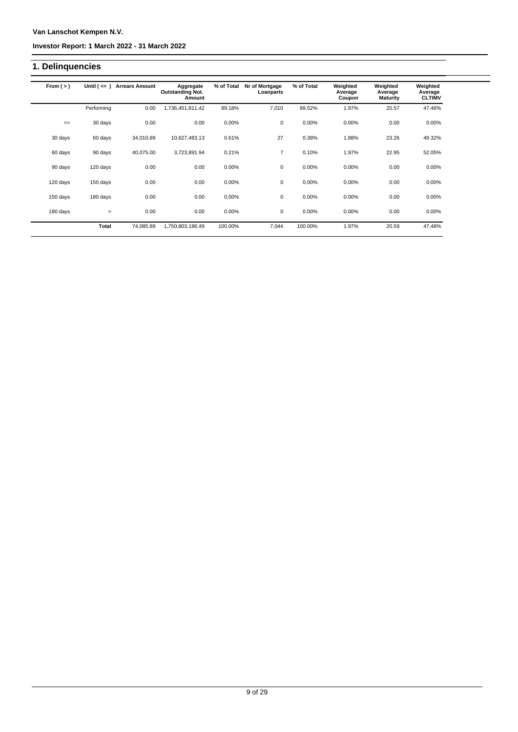Van Lanschot Kempen N.V.

Investor Report: 1 March 2022 - 31 March 2022

# 1. Delinquencies

| From ( > ) | Until ( <= ) | Arrears Amount | Aggregate Outstanding Not. Amount | % of Total | Nr of Mortgage Loanparts | % of Total | Weighted Average Coupon | Weighted Average Maturity | Weighted Average CLTIMV |
|---|---|---|---|---|---|---|---|---|---|
| | Performing | 0.00 | 1,736,451,811.42 | 99.18% | 7,010 | 99.52% | 1.97% | 20.57 | 47.46% |
| <= | 30 days | 0.00 | 0.00 | 0.00% | 0 | 0.00% | 0.00% | 0.00 | 0.00% |
| 30 days | 60 days | 34,010.89 | 10,627,483.13 | 0.61% | 27 | 0.38% | 1.88% | 23.26 | 49.32% |
| 60 days | 90 days | 40,075.00 | 3,723,891.94 | 0.21% | 7 | 0.10% | 1.97% | 22.95 | 52.05% |
| 90 days | 120 days | 0.00 | 0.00 | 0.00% | 0 | 0.00% | 0.00% | 0.00 | 0.00% |
| 120 days | 150 days | 0.00 | 0.00 | 0.00% | 0 | 0.00% | 0.00% | 0.00 | 0.00% |
| 150 days | 180 days | 0.00 | 0.00 | 0.00% | 0 | 0.00% | 0.00% | 0.00 | 0.00% |
| 180 days | > | 0.00 | 0.00 | 0.00% | 0 | 0.00% | 0.00% | 0.00 | 0.00% |
| | **Total** | 74,085.89 | 1,750,803,186.49 | 100.00% | 7,044 | 100.00% | 1.97% | 20.59 | 47.48% |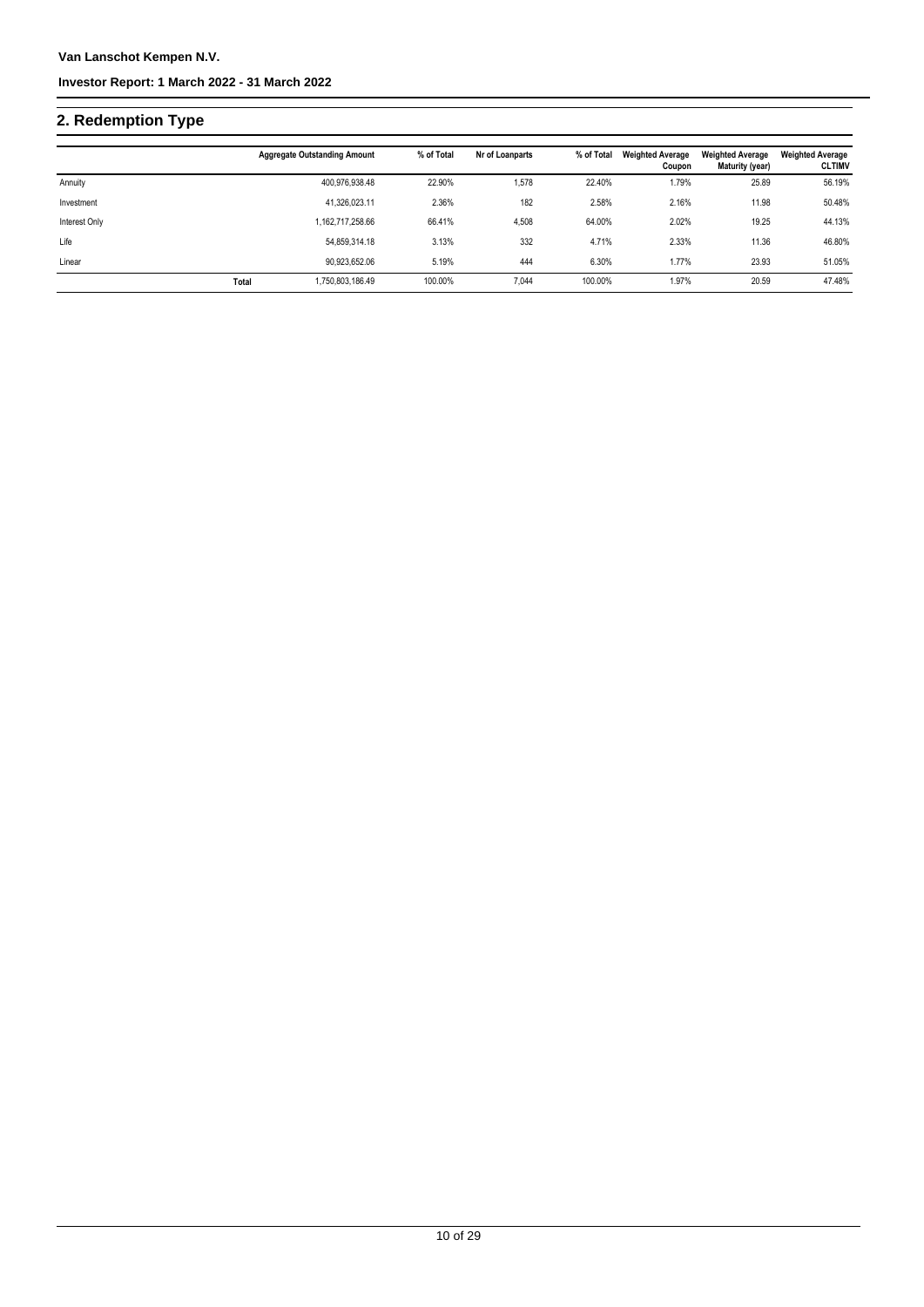## 2. Redemption Type

| | Aggregate Outstanding Amount | % of Total | Nr of Loanparts | % of Total | Weighted Average Coupon | Weighted Average Maturity (year) | Weighted Average CLTIMV |
|---|---|---|---|---|---|---|---|
| Annuity | 400,976,938.48 | 22.90% | 1,578 | 22.40% | 1.79% | 25.89 | 56.19% |
| Investment | 41,326,023.11 | 2.36% | 182 | 2.58% | 2.16% | 11.98 | 50.48% |
| Interest Only | 1,162,717,258.66 | 66.41% | 4,508 | 64.00% | 2.02% | 19.25 | 44.13% |
| Life | 54,859,314.18 | 3.13% | 332 | 4.71% | 2.33% | 11.36 | 46.80% |
| Linear | 90,923,652.06 | 5.19% | 444 | 6.30% | 1.77% | 23.93 | 51.05% |
| **Total** | 1,750,803,186.49 | 100.00% | 7,044 | 100.00% | 1.97% | 20.59 | 47.48% |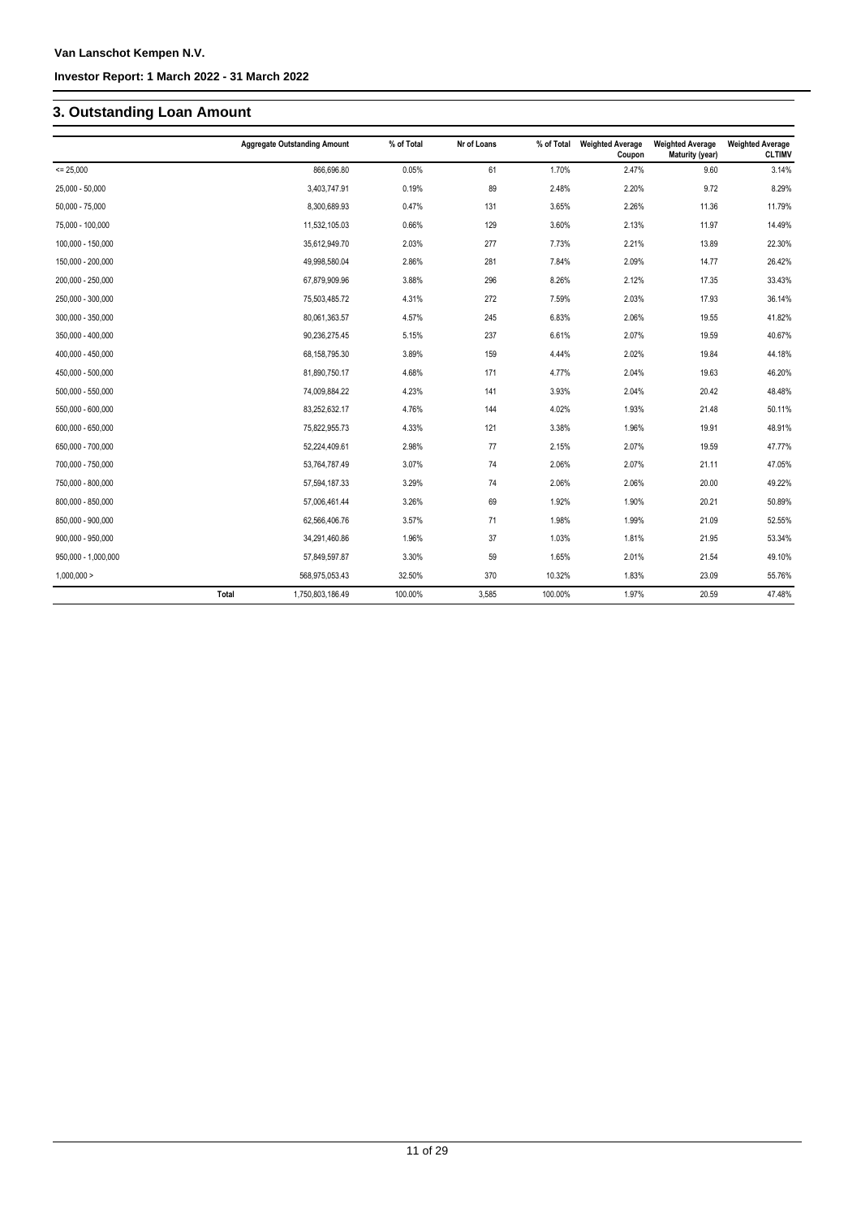## 3. Outstanding Loan Amount

| | Aggregate Outstanding Amount | % of Total | Nr of Loans | % of Total | Weighted Average Coupon | Weighted Average Maturity (year) | Weighted Average CLTIMV |
|---|---|---|---|---|---|---|---|
| <= 25,000 | 866,696.80 | 0.05% | 61 | 1.70% | 2.47% | 9.60 | 3.14% |
| 25,000 - 50,000 | 3,403,747.91 | 0.19% | 89 | 2.48% | 2.20% | 9.72 | 8.29% |
| 50,000 - 75,000 | 8,300,689.93 | 0.47% | 131 | 3.65% | 2.26% | 11.36 | 11.79% |
| 75,000 - 100,000 | 11,532,105.03 | 0.66% | 129 | 3.60% | 2.13% | 11.97 | 14.49% |
| 100,000 - 150,000 | 35,612,949.70 | 2.03% | 277 | 7.73% | 2.21% | 13.89 | 22.30% |
| 150,000 - 200,000 | 49,998,580.04 | 2.86% | 281 | 7.84% | 2.09% | 14.77 | 26.42% |
| 200,000 - 250,000 | 67,879,909.96 | 3.88% | 296 | 8.26% | 2.12% | 17.35 | 33.43% |
| 250,000 - 300,000 | 75,503,485.72 | 4.31% | 272 | 7.59% | 2.03% | 17.93 | 36.14% |
| 300,000 - 350,000 | 80,061,363.57 | 4.57% | 245 | 6.83% | 2.06% | 19.55 | 41.82% |
| 350,000 - 400,000 | 90,236,275.45 | 5.15% | 237 | 6.61% | 2.07% | 19.59 | 40.67% |
| 400,000 - 450,000 | 68,158,795.30 | 3.89% | 159 | 4.44% | 2.02% | 19.84 | 44.18% |
| 450,000 - 500,000 | 81,890,750.17 | 4.68% | 171 | 4.77% | 2.04% | 19.63 | 46.20% |
| 500,000 - 550,000 | 74,009,884.22 | 4.23% | 141 | 3.93% | 2.04% | 20.42 | 48.48% |
| 550,000 - 600,000 | 83,252,632.17 | 4.76% | 144 | 4.02% | 1.93% | 21.48 | 50.11% |
| 600,000 - 650,000 | 75,822,955.73 | 4.33% | 121 | 3.38% | 1.96% | 19.91 | 48.91% |
| 650,000 - 700,000 | 52,224,409.61 | 2.98% | 77 | 2.15% | 2.07% | 19.59 | 47.77% |
| 700,000 - 750,000 | 53,764,787.49 | 3.07% | 74 | 2.06% | 2.07% | 21.11 | 47.05% |
| 750,000 - 800,000 | 57,594,187.33 | 3.29% | 74 | 2.06% | 2.06% | 20.00 | 49.22% |
| 800,000 - 850,000 | 57,006,461.44 | 3.26% | 69 | 1.92% | 1.90% | 20.21 | 50.89% |
| 850,000 - 900,000 | 62,566,406.76 | 3.57% | 71 | 1.98% | 1.99% | 21.09 | 52.55% |
| 900,000 - 950,000 | 34,291,460.86 | 1.96% | 37 | 1.03% | 1.81% | 21.95 | 53.34% |
| 950,000 - 1,000,000 | 57,849,597.87 | 3.30% | 59 | 1.65% | 2.01% | 21.54 | 49.10% |
| 1,000,000 > | 568,975,053.43 | 32.50% | 370 | 10.32% | 1.83% | 23.09 | 55.76% |
| Total | 1,750,803,186.49 | 100.00% | 3,585 | 100.00% | 1.97% | 20.59 | 47.48% |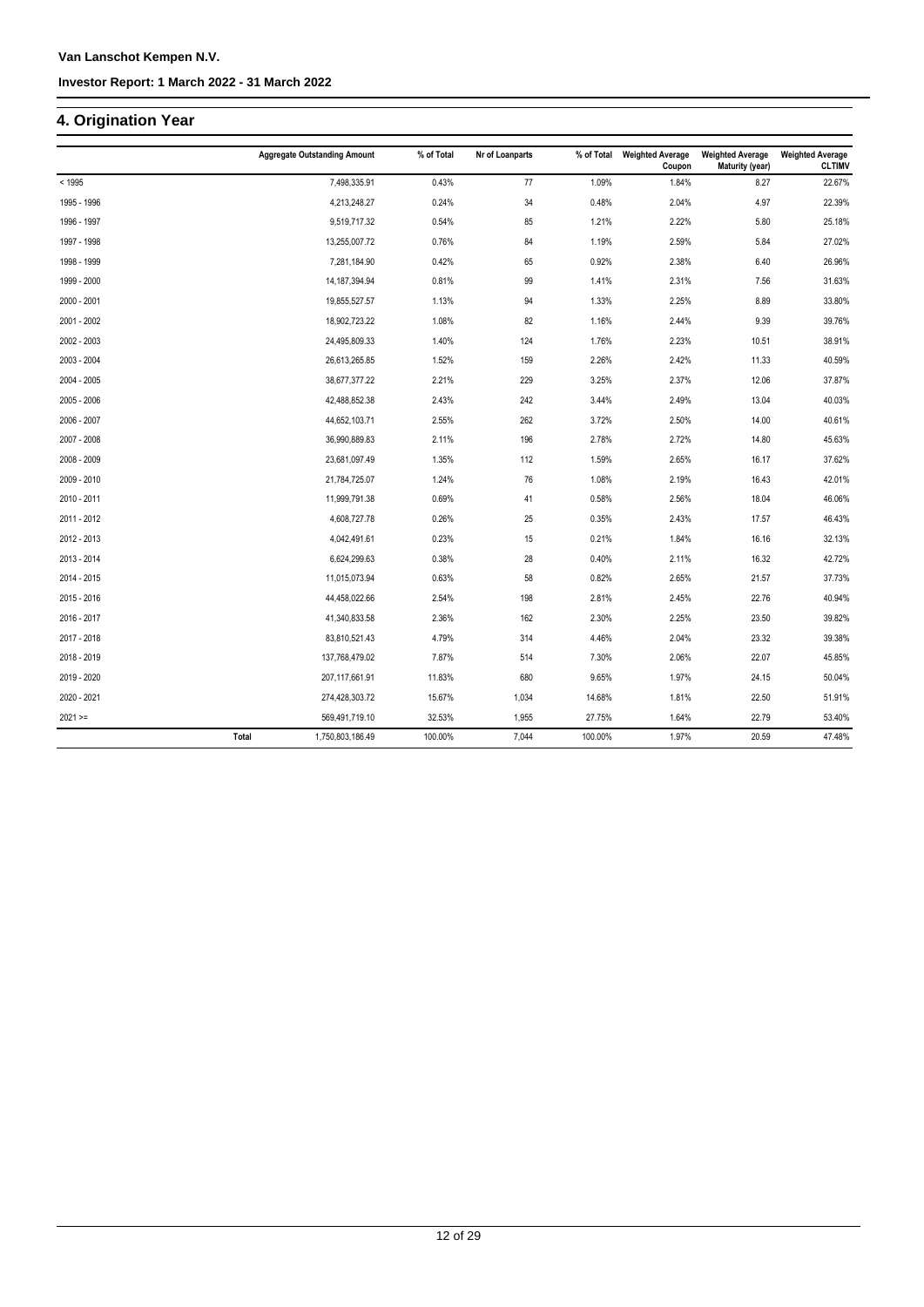# 4. Origination Year

| | Aggregate Outstanding Amount | % of Total | Nr of Loanparts | % of Total | Weighted Average Coupon | Weighted Average Maturity (year) | Weighted Average CLTIMV |
|---|---|---|---|---|---|---|---|
| < 1995 | 7,498,335.91 | 0.43% | 77 | 1.09% | 1.84% | 8.27 | 22.67% |
| 1995 - 1996 | 4,213,248.27 | 0.24% | 34 | 0.48% | 2.04% | 4.97 | 22.39% |
| 1996 - 1997 | 9,519,717.32 | 0.54% | 85 | 1.21% | 2.22% | 5.80 | 25.18% |
| 1997 - 1998 | 13,255,007.72 | 0.76% | 84 | 1.19% | 2.59% | 5.84 | 27.02% |
| 1998 - 1999 | 7,281,184.90 | 0.42% | 65 | 0.92% | 2.38% | 6.40 | 26.96% |
| 1999 - 2000 | 14,187,394.94 | 0.81% | 99 | 1.41% | 2.31% | 7.56 | 31.63% |
| 2000 - 2001 | 19,855,527.57 | 1.13% | 94 | 1.33% | 2.25% | 8.89 | 33.80% |
| 2001 - 2002 | 18,902,723.22 | 1.08% | 82 | 1.16% | 2.44% | 9.39 | 39.76% |
| 2002 - 2003 | 24,495,809.33 | 1.40% | 124 | 1.76% | 2.23% | 10.51 | 38.91% |
| 2003 - 2004 | 26,613,265.85 | 1.52% | 159 | 2.26% | 2.42% | 11.33 | 40.59% |
| 2004 - 2005 | 38,677,377.22 | 2.21% | 229 | 3.25% | 2.37% | 12.06 | 37.87% |
| 2005 - 2006 | 42,488,852.38 | 2.43% | 242 | 3.44% | 2.49% | 13.04 | 40.03% |
| 2006 - 2007 | 44,652,103.71 | 2.55% | 262 | 3.72% | 2.50% | 14.00 | 40.61% |
| 2007 - 2008 | 36,990,889.83 | 2.11% | 196 | 2.78% | 2.72% | 14.80 | 45.63% |
| 2008 - 2009 | 23,681,097.49 | 1.35% | 112 | 1.59% | 2.65% | 16.17 | 37.62% |
| 2009 - 2010 | 21,784,725.07 | 1.24% | 76 | 1.08% | 2.19% | 16.43 | 42.01% |
| 2010 - 2011 | 11,999,791.38 | 0.69% | 41 | 0.58% | 2.56% | 18.04 | 46.06% |
| 2011 - 2012 | 4,608,727.78 | 0.26% | 25 | 0.35% | 2.43% | 17.57 | 46.43% |
| 2012 - 2013 | 4,042,491.61 | 0.23% | 15 | 0.21% | 1.84% | 16.16 | 32.13% |
| 2013 - 2014 | 6,624,299.63 | 0.38% | 28 | 0.40% | 2.11% | 16.32 | 42.72% |
| 2014 - 2015 | 11,015,073.94 | 0.63% | 58 | 0.82% | 2.65% | 21.57 | 37.73% |
| 2015 - 2016 | 44,458,022.66 | 2.54% | 198 | 2.81% | 2.45% | 22.76 | 40.94% |
| 2016 - 2017 | 41,340,833.58 | 2.36% | 162 | 2.30% | 2.25% | 23.50 | 39.82% |
| 2017 - 2018 | 83,810,521.43 | 4.79% | 314 | 4.46% | 2.04% | 23.32 | 39.38% |
| 2018 - 2019 | 137,768,479.02 | 7.87% | 514 | 7.30% | 2.06% | 22.07 | 45.85% |
| 2019 - 2020 | 207,117,661.91 | 11.83% | 680 | 9.65% | 1.97% | 24.15 | 50.04% |
| 2020 - 2021 | 274,428,303.72 | 15.67% | 1,034 | 14.68% | 1.81% | 22.50 | 51.91% |
| 2021 >= | 569,491,719.10 | 32.53% | 1,955 | 27.75% | 1.64% | 22.79 | 53.40% |
| Total | 1,750,803,186.49 | 100.00% | 7,044 | 100.00% | 1.97% | 20.59 | 47.48% |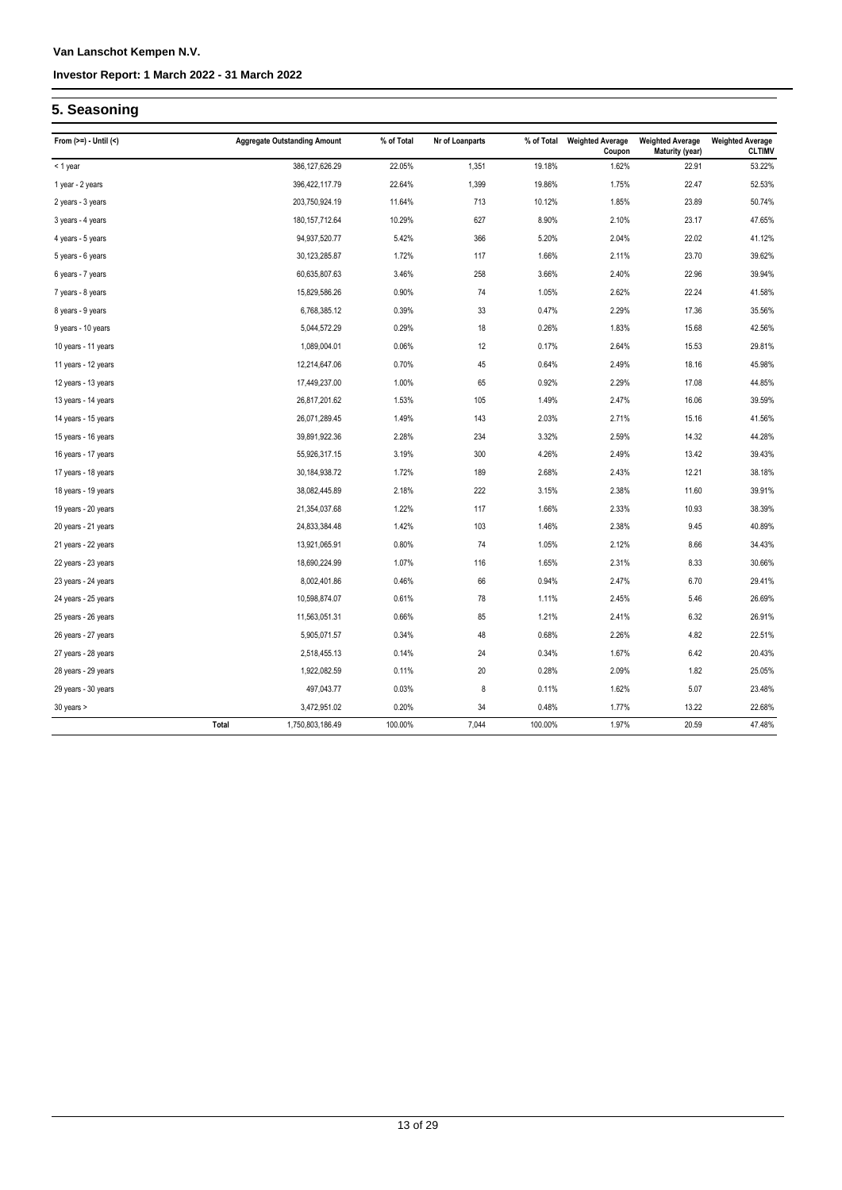## 5. Seasoning

| From (>=) - Until (<) | Aggregate Outstanding Amount | % of Total | Nr of Loanparts | % of Total | Weighted Average Coupon | Weighted Average Maturity (year) | Weighted Average CLTIMV |
|---|---|---|---|---|---|---|---|
| < 1 year | 386,127,626.29 | 22.05% | 1,351 | 19.18% | 1.62% | 22.91 | 53.22% |
| 1 year - 2 years | 396,422,117.79 | 22.64% | 1,399 | 19.86% | 1.75% | 22.47 | 52.53% |
| 2 years - 3 years | 203,750,924.19 | 11.64% | 713 | 10.12% | 1.85% | 23.89 | 50.74% |
| 3 years - 4 years | 180,157,712.64 | 10.29% | 627 | 8.90% | 2.10% | 23.17 | 47.65% |
| 4 years - 5 years | 94,937,520.77 | 5.42% | 366 | 5.20% | 2.04% | 22.02 | 41.12% |
| 5 years - 6 years | 30,123,285.87 | 1.72% | 117 | 1.66% | 2.11% | 23.70 | 39.62% |
| 6 years - 7 years | 60,635,807.63 | 3.46% | 258 | 3.66% | 2.40% | 22.96 | 39.94% |
| 7 years - 8 years | 15,829,586.26 | 0.90% | 74 | 1.05% | 2.62% | 22.24 | 41.58% |
| 8 years - 9 years | 6,768,385.12 | 0.39% | 33 | 0.47% | 2.29% | 17.36 | 35.56% |
| 9 years - 10 years | 5,044,572.29 | 0.29% | 18 | 0.26% | 1.83% | 15.68 | 42.56% |
| 10 years - 11 years | 1,089,004.01 | 0.06% | 12 | 0.17% | 2.64% | 15.53 | 29.81% |
| 11 years - 12 years | 12,214,647.06 | 0.70% | 45 | 0.64% | 2.49% | 18.16 | 45.98% |
| 12 years - 13 years | 17,449,237.00 | 1.00% | 65 | 0.92% | 2.29% | 17.08 | 44.85% |
| 13 years - 14 years | 26,817,201.62 | 1.53% | 105 | 1.49% | 2.47% | 16.06 | 39.59% |
| 14 years - 15 years | 26,071,289.45 | 1.49% | 143 | 2.03% | 2.71% | 15.16 | 41.56% |
| 15 years - 16 years | 39,891,922.36 | 2.28% | 234 | 3.32% | 2.59% | 14.32 | 44.28% |
| 16 years - 17 years | 55,926,317.15 | 3.19% | 300 | 4.26% | 2.49% | 13.42 | 39.43% |
| 17 years - 18 years | 30,184,938.72 | 1.72% | 189 | 2.68% | 2.43% | 12.21 | 38.18% |
| 18 years - 19 years | 38,082,445.89 | 2.18% | 222 | 3.15% | 2.38% | 11.60 | 39.91% |
| 19 years - 20 years | 21,354,037.68 | 1.22% | 117 | 1.66% | 2.33% | 10.93 | 38.39% |
| 20 years - 21 years | 24,833,384.48 | 1.42% | 103 | 1.46% | 2.38% | 9.45 | 40.89% |
| 21 years - 22 years | 13,921,065.91 | 0.80% | 74 | 1.05% | 2.12% | 8.66 | 34.43% |
| 22 years - 23 years | 18,690,224.99 | 1.07% | 116 | 1.65% | 2.31% | 8.33 | 30.66% |
| 23 years - 24 years | 8,002,401.86 | 0.46% | 66 | 0.94% | 2.47% | 6.70 | 29.41% |
| 24 years - 25 years | 10,598,874.07 | 0.61% | 78 | 1.11% | 2.45% | 5.46 | 26.69% |
| 25 years - 26 years | 11,563,051.31 | 0.66% | 85 | 1.21% | 2.41% | 6.32 | 26.91% |
| 26 years - 27 years | 5,905,071.57 | 0.34% | 48 | 0.68% | 2.26% | 4.82 | 22.51% |
| 27 years - 28 years | 2,518,455.13 | 0.14% | 24 | 0.34% | 1.67% | 6.42 | 20.43% |
| 28 years - 29 years | 1,922,082.59 | 0.11% | 20 | 0.28% | 2.09% | 1.82 | 25.05% |
| 29 years - 30 years | 497,043.77 | 0.03% | 8 | 0.11% | 1.62% | 5.07 | 23.48% |
| 30 years > | 3,472,951.02 | 0.20% | 34 | 0.48% | 1.77% | 13.22 | 22.68% |
| Total | 1,750,803,186.49 | 100.00% | 7,044 | 100.00% | 1.97% | 20.59 | 47.48% |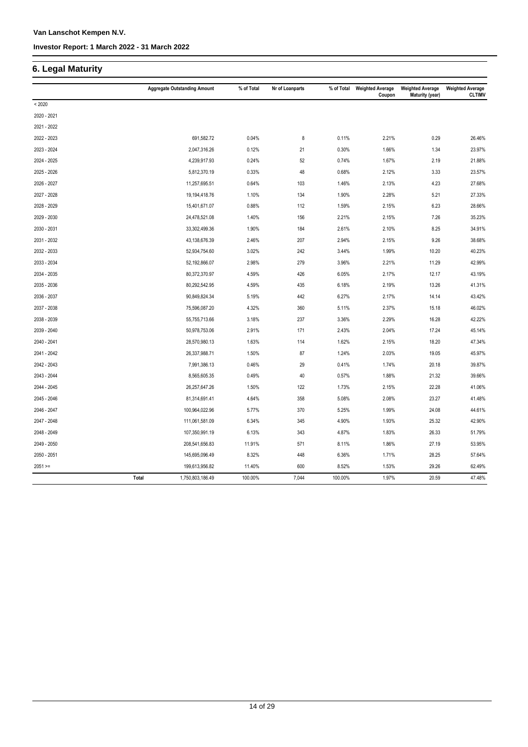# 6. Legal Maturity

| | Aggregate Outstanding Amount | % of Total | Nr of Loanparts | % of Total | Weighted Average Coupon | Weighted Average Maturity (year) | Weighted Average CLTIMV |
|---|---|---|---|---|---|---|---|
| < 2020 | | | | | | | |
| 2020 - 2021 | | | | | | | |
| 2021 - 2022 | | | | | | | |
| 2022 - 2023 | 691,582.72 | 0.04% | 8 | 0.11% | 2.21% | 0.29 | 26.46% |
| 2023 - 2024 | 2,047,316.26 | 0.12% | 21 | 0.30% | 1.66% | 1.34 | 23.97% |
| 2024 - 2025 | 4,239,917.93 | 0.24% | 52 | 0.74% | 1.67% | 2.19 | 21.88% |
| 2025 - 2026 | 5,812,370.19 | 0.33% | 48 | 0.68% | 2.12% | 3.33 | 23.57% |
| 2026 - 2027 | 11,257,695.51 | 0.64% | 103 | 1.46% | 2.13% | 4.23 | 27.68% |
| 2027 - 2028 | 19,194,418.76 | 1.10% | 134 | 1.90% | 2.28% | 5.21 | 27.33% |
| 2028 - 2029 | 15,401,671.07 | 0.88% | 112 | 1.59% | 2.15% | 6.23 | 28.66% |
| 2029 - 2030 | 24,478,521.08 | 1.40% | 156 | 2.21% | 2.15% | 7.26 | 35.23% |
| 2030 - 2031 | 33,302,499.36 | 1.90% | 184 | 2.61% | 2.10% | 8.25 | 34.91% |
| 2031 - 2032 | 43,138,676.39 | 2.46% | 207 | 2.94% | 2.15% | 9.26 | 38.68% |
| 2032 - 2033 | 52,934,754.60 | 3.02% | 242 | 3.44% | 1.99% | 10.20 | 40.23% |
| 2033 - 2034 | 52,192,866.07 | 2.98% | 279 | 3.96% | 2.21% | 11.29 | 42.99% |
| 2034 - 2035 | 80,372,370.97 | 4.59% | 426 | 6.05% | 2.17% | 12.17 | 43.19% |
| 2035 - 2036 | 80,292,542.95 | 4.59% | 435 | 6.18% | 2.19% | 13.26 | 41.31% |
| 2036 - 2037 | 90,849,824.34 | 5.19% | 442 | 6.27% | 2.17% | 14.14 | 43.42% |
| 2037 - 2038 | 75,596,087.20 | 4.32% | 360 | 5.11% | 2.37% | 15.18 | 46.02% |
| 2038 - 2039 | 55,755,713.66 | 3.18% | 237 | 3.36% | 2.29% | 16.28 | 42.22% |
| 2039 - 2040 | 50,978,753.06 | 2.91% | 171 | 2.43% | 2.04% | 17.24 | 45.14% |
| 2040 - 2041 | 28,570,980.13 | 1.63% | 114 | 1.62% | 2.15% | 18.20 | 47.34% |
| 2041 - 2042 | 26,337,988.71 | 1.50% | 87 | 1.24% | 2.03% | 19.05 | 45.97% |
| 2042 - 2043 | 7,991,386.13 | 0.46% | 29 | 0.41% | 1.74% | 20.18 | 39.87% |
| 2043 - 2044 | 8,565,605.35 | 0.49% | 40 | 0.57% | 1.88% | 21.32 | 39.66% |
| 2044 - 2045 | 26,257,647.26 | 1.50% | 122 | 1.73% | 2.15% | 22.28 | 41.06% |
| 2045 - 2046 | 81,314,691.41 | 4.64% | 358 | 5.08% | 2.08% | 23.27 | 41.48% |
| 2046 - 2047 | 100,964,022.96 | 5.77% | 370 | 5.25% | 1.99% | 24.08 | 44.61% |
| 2047 - 2048 | 111,061,581.09 | 6.34% | 345 | 4.90% | 1.93% | 25.32 | 42.90% |
| 2048 - 2049 | 107,350,991.19 | 6.13% | 343 | 4.87% | 1.83% | 26.33 | 51.79% |
| 2049 - 2050 | 208,541,656.83 | 11.91% | 571 | 8.11% | 1.86% | 27.19 | 53.95% |
| 2050 - 2051 | 145,695,096.49 | 8.32% | 448 | 6.36% | 1.71% | 28.25 | 57.64% |
| 2051 >= | 199,613,956.82 | 11.40% | 600 | 8.52% | 1.53% | 29.26 | 62.49% |
| Total | 1,750,803,186.49 | 100.00% | 7,044 | 100.00% | 1.97% | 20.59 | 47.48% |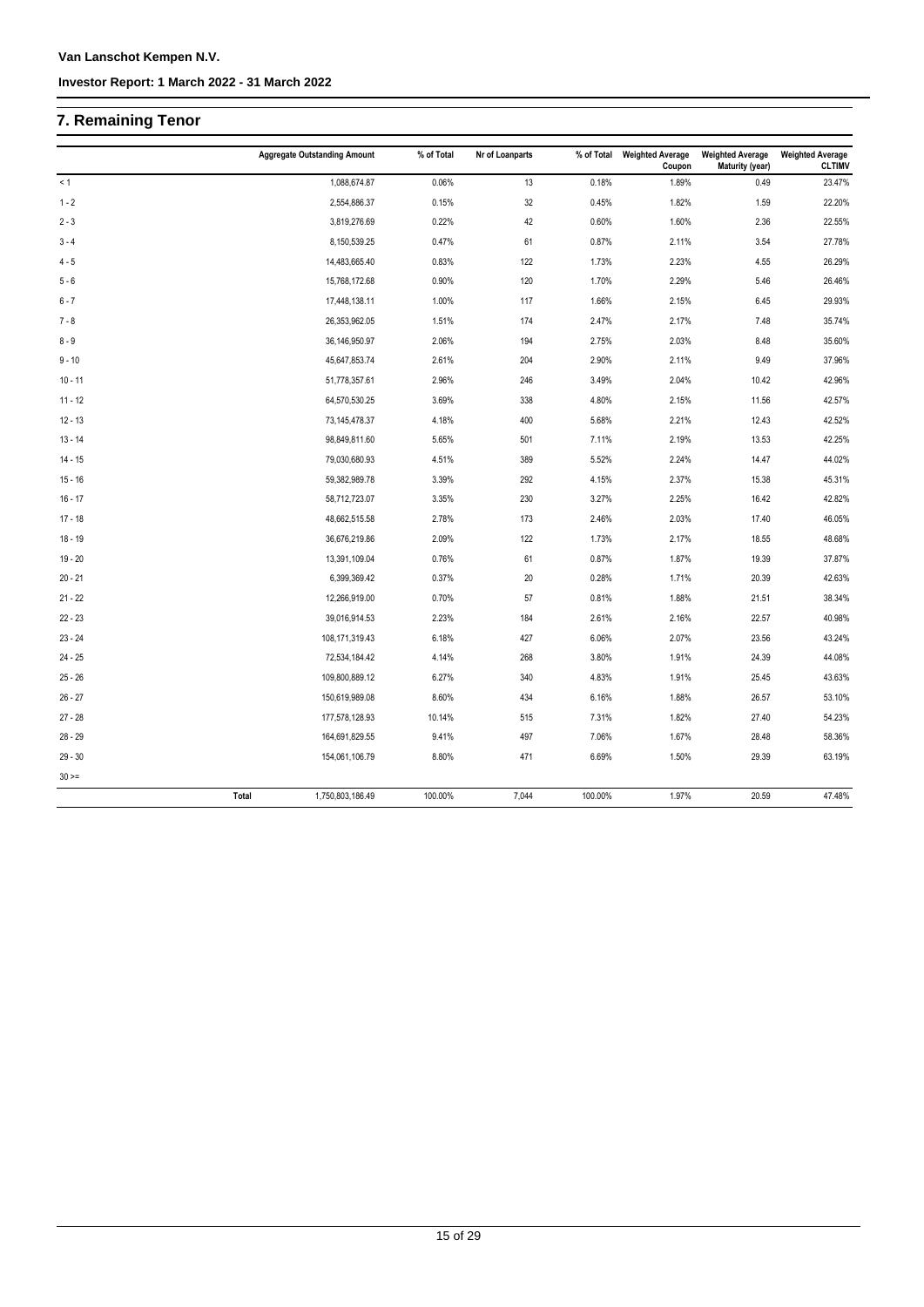## 7. Remaining Tenor

| | Aggregate Outstanding Amount | % of Total | Nr of Loanparts | % of Total | Weighted Average Coupon | Weighted Average Maturity (year) | Weighted Average CLTIMV |
|---|---|---|---|---|---|---|---|
| < 1 | 1,088,674.87 | 0.06% | 13 | 0.18% | 1.89% | 0.49 | 23.47% |
| 1 - 2 | 2,554,886.37 | 0.15% | 32 | 0.45% | 1.82% | 1.59 | 22.20% |
| 2 - 3 | 3,819,276.69 | 0.22% | 42 | 0.60% | 1.60% | 2.36 | 22.55% |
| 3 - 4 | 8,150,539.25 | 0.47% | 61 | 0.87% | 2.11% | 3.54 | 27.78% |
| 4 - 5 | 14,483,665.40 | 0.83% | 122 | 1.73% | 2.23% | 4.55 | 26.29% |
| 5 - 6 | 15,768,172.68 | 0.90% | 120 | 1.70% | 2.29% | 5.46 | 26.46% |
| 6 - 7 | 17,448,138.11 | 1.00% | 117 | 1.66% | 2.15% | 6.45 | 29.93% |
| 7 - 8 | 26,353,962.05 | 1.51% | 174 | 2.47% | 2.17% | 7.48 | 35.74% |
| 8 - 9 | 36,146,950.97 | 2.06% | 194 | 2.75% | 2.03% | 8.48 | 35.60% |
| 9 - 10 | 45,647,853.74 | 2.61% | 204 | 2.90% | 2.11% | 9.49 | 37.96% |
| 10 - 11 | 51,778,357.61 | 2.96% | 246 | 3.49% | 2.04% | 10.42 | 42.96% |
| 11 - 12 | 64,570,530.25 | 3.69% | 338 | 4.80% | 2.15% | 11.56 | 42.57% |
| 12 - 13 | 73,145,478.37 | 4.18% | 400 | 5.68% | 2.21% | 12.43 | 42.52% |
| 13 - 14 | 98,849,811.60 | 5.65% | 501 | 7.11% | 2.19% | 13.53 | 42.25% |
| 14 - 15 | 79,030,680.93 | 4.51% | 389 | 5.52% | 2.24% | 14.47 | 44.02% |
| 15 - 16 | 59,382,989.78 | 3.39% | 292 | 4.15% | 2.37% | 15.38 | 45.31% |
| 16 - 17 | 58,712,723.07 | 3.35% | 230 | 3.27% | 2.25% | 16.42 | 42.82% |
| 17 - 18 | 48,662,515.58 | 2.78% | 173 | 2.46% | 2.03% | 17.40 | 46.05% |
| 18 - 19 | 36,676,219.86 | 2.09% | 122 | 1.73% | 2.17% | 18.55 | 48.68% |
| 19 - 20 | 13,391,109.04 | 0.76% | 61 | 0.87% | 1.87% | 19.39 | 37.87% |
| 20 - 21 | 6,399,369.42 | 0.37% | 20 | 0.28% | 1.71% | 20.39 | 42.63% |
| 21 - 22 | 12,266,919.00 | 0.70% | 57 | 0.81% | 1.88% | 21.51 | 38.34% |
| 22 - 23 | 39,016,914.53 | 2.23% | 184 | 2.61% | 2.16% | 22.57 | 40.98% |
| 23 - 24 | 108,171,319.43 | 6.18% | 427 | 6.06% | 2.07% | 23.56 | 43.24% |
| 24 - 25 | 72,534,184.42 | 4.14% | 268 | 3.80% | 1.91% | 24.39 | 44.08% |
| 25 - 26 | 109,800,889.12 | 6.27% | 340 | 4.83% | 1.91% | 25.45 | 43.63% |
| 26 - 27 | 150,619,989.08 | 8.60% | 434 | 6.16% | 1.88% | 26.57 | 53.10% |
| 27 - 28 | 177,578,128.93 | 10.14% | 515 | 7.31% | 1.82% | 27.40 | 54.23% |
| 28 - 29 | 164,691,829.55 | 9.41% | 497 | 7.06% | 1.67% | 28.48 | 58.36% |
| 29 - 30 | 154,061,106.79 | 8.80% | 471 | 6.69% | 1.50% | 29.39 | 63.19% |
| 30 >= | | | | | | | |
| Total | 1,750,803,186.49 | 100.00% | 7,044 | 100.00% | 1.97% | 20.59 | 47.48% |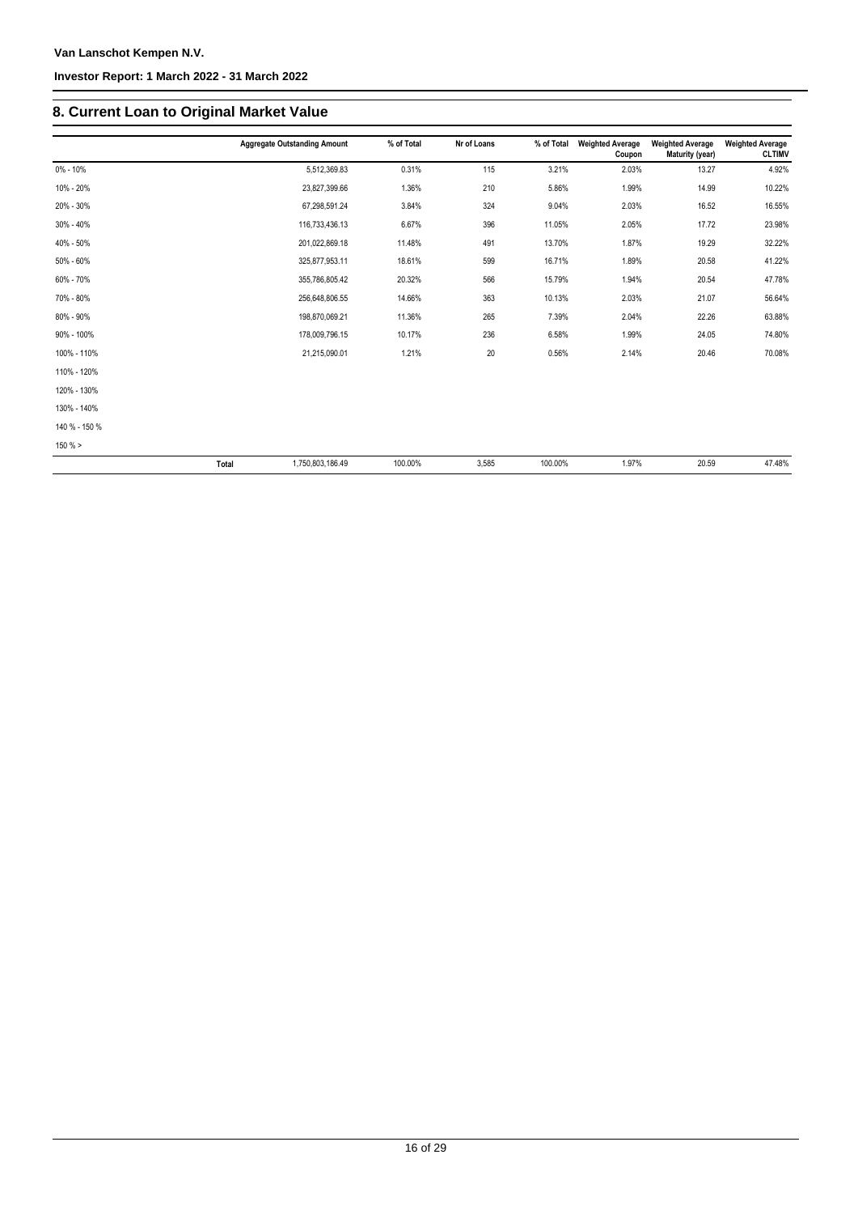## 8. Current Loan to Original Market Value

| | Aggregate Outstanding Amount | % of Total | Nr of Loans | % of Total | Weighted Average Coupon | Weighted Average Maturity (year) | Weighted Average CLTIMV |
|---|---|---|---|---|---|---|---|
| 0% - 10% | 5,512,369.83 | 0.31% | 115 | 3.21% | 2.03% | 13.27 | 4.92% |
| 10% - 20% | 23,827,399.66 | 1.36% | 210 | 5.86% | 1.99% | 14.99 | 10.22% |
| 20% - 30% | 67,298,591.24 | 3.84% | 324 | 9.04% | 2.03% | 16.52 | 16.55% |
| 30% - 40% | 116,733,436.13 | 6.67% | 396 | 11.05% | 2.05% | 17.72 | 23.98% |
| 40% - 50% | 201,022,869.18 | 11.48% | 491 | 13.70% | 1.87% | 19.29 | 32.22% |
| 50% - 60% | 325,877,953.11 | 18.61% | 599 | 16.71% | 1.89% | 20.58 | 41.22% |
| 60% - 70% | 355,786,805.42 | 20.32% | 566 | 15.79% | 1.94% | 20.54 | 47.78% |
| 70% - 80% | 256,648,806.55 | 14.66% | 363 | 10.13% | 2.03% | 21.07 | 56.64% |
| 80% - 90% | 198,870,069.21 | 11.36% | 265 | 7.39% | 2.04% | 22.26 | 63.88% |
| 90% - 100% | 178,009,796.15 | 10.17% | 236 | 6.58% | 1.99% | 24.05 | 74.80% |
| 100% - 110% | 21,215,090.01 | 1.21% | 20 | 0.56% | 2.14% | 20.46 | 70.08% |
| 110% - 120% | | | | | | | |
| 120% - 130% | | | | | | | |
| 130% - 140% | | | | | | | |
| 140 % - 150 % | | | | | | | |
| 150 % > | | | | | | | |
| Total | 1,750,803,186.49 | 100.00% | 3,585 | 100.00% | 1.97% | 20.59 | 47.48% |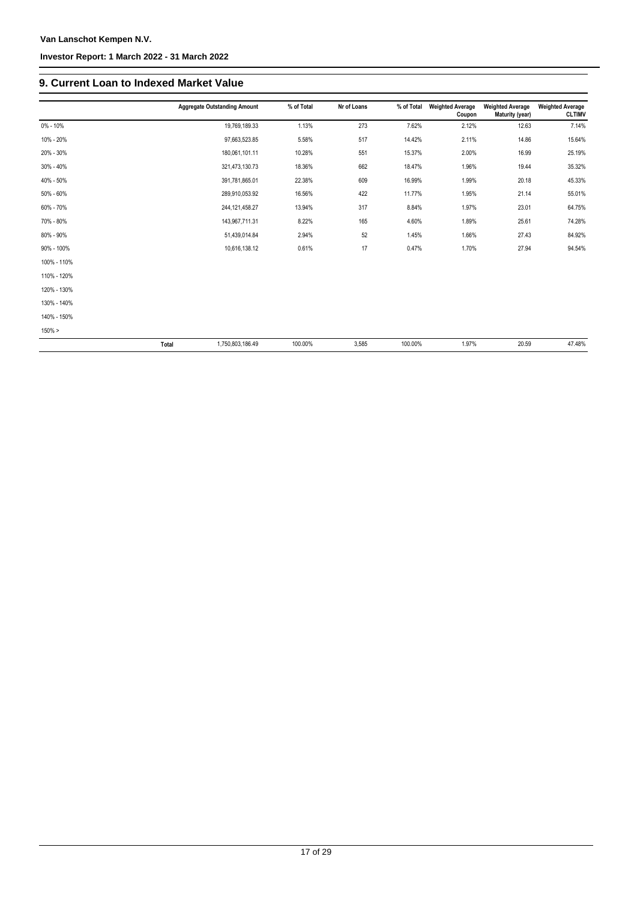## 9. Current Loan to Indexed Market Value

| | Aggregate Outstanding Amount | % of Total | Nr of Loans | % of Total | Weighted Average Coupon | Weighted Average Maturity (year) | Weighted Average CLTIMV |
|---|---|---|---|---|---|---|---|
| 0% - 10% | 19,769,189.33 | 1.13% | 273 | 7.62% | 2.12% | 12.63 | 7.14% |
| 10% - 20% | 97,663,523.85 | 5.58% | 517 | 14.42% | 2.11% | 14.86 | 15.64% |
| 20% - 30% | 180,061,101.11 | 10.28% | 551 | 15.37% | 2.00% | 16.99 | 25.19% |
| 30% - 40% | 321,473,130.73 | 18.36% | 662 | 18.47% | 1.96% | 19.44 | 35.32% |
| 40% - 50% | 391,781,865.01 | 22.38% | 609 | 16.99% | 1.99% | 20.18 | 45.33% |
| 50% - 60% | 289,910,053.92 | 16.56% | 422 | 11.77% | 1.95% | 21.14 | 55.01% |
| 60% - 70% | 244,121,458.27 | 13.94% | 317 | 8.84% | 1.97% | 23.01 | 64.75% |
| 70% - 80% | 143,967,711.31 | 8.22% | 165 | 4.60% | 1.89% | 25.61 | 74.28% |
| 80% - 90% | 51,439,014.84 | 2.94% | 52 | 1.45% | 1.66% | 27.43 | 84.92% |
| 90% - 100% | 10,616,138.12 | 0.61% | 17 | 0.47% | 1.70% | 27.94 | 94.54% |
| 100% - 110% | | | | | | | |
| 110% - 120% | | | | | | | |
| 120% - 130% | | | | | | | |
| 130% - 140% | | | | | | | |
| 140% - 150% | | | | | | | |
| 150% > | | | | | | | |
| Total | 1,750,803,186.49 | 100.00% | 3,585 | 100.00% | 1.97% | 20.59 | 47.48% |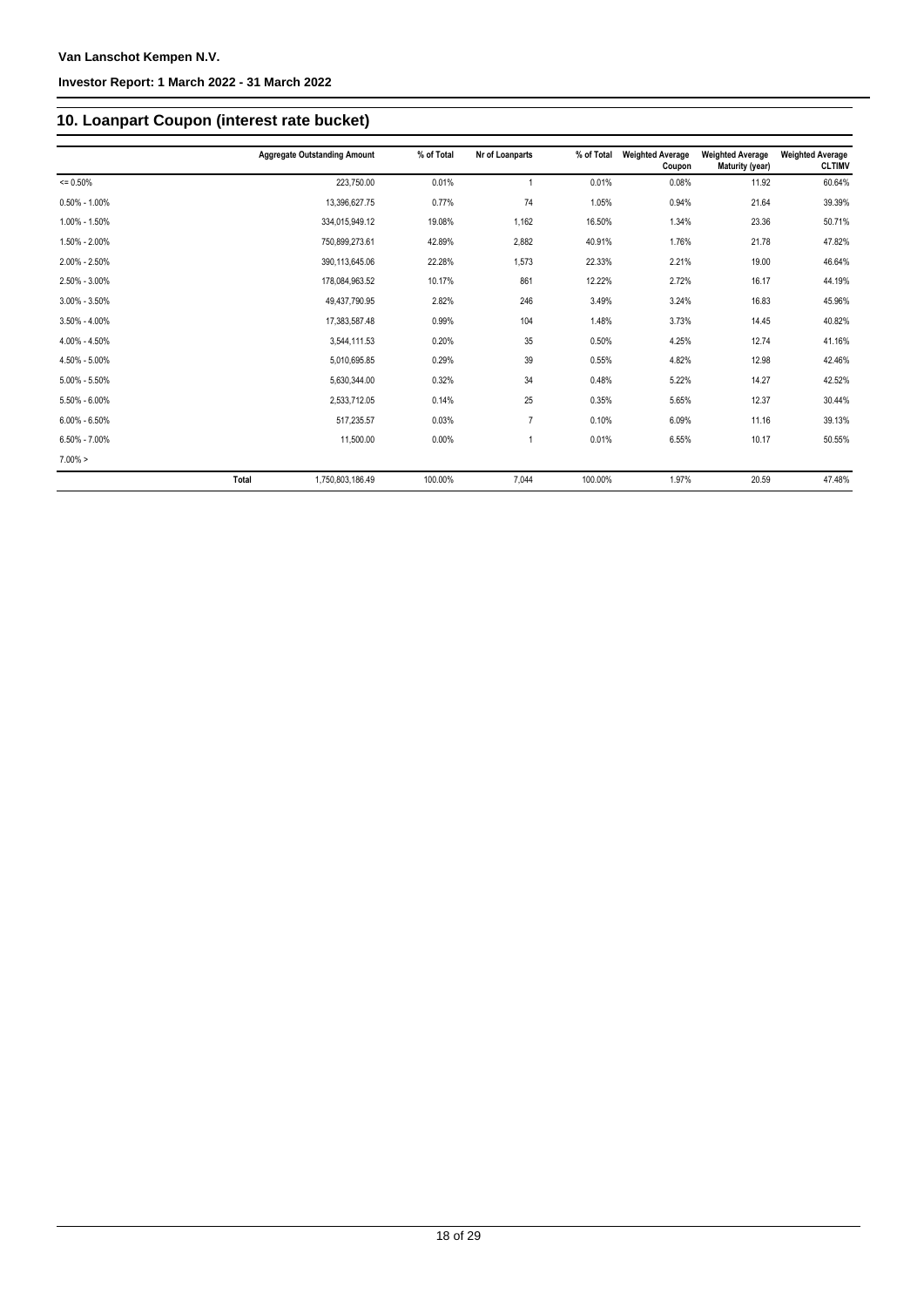## 10. Loanpart Coupon (interest rate bucket)

| | Aggregate Outstanding Amount | % of Total | Nr of Loanparts | % of Total | Weighted Average Coupon | Weighted Average Maturity (year) | Weighted Average CLTIMV |
|---|---|---|---|---|---|---|---|
| <= 0.50% | 223,750.00 | 0.01% | 1 | 0.01% | 0.08% | 11.92 | 60.64% |
| 0.50% - 1.00% | 13,396,627.75 | 0.77% | 74 | 1.05% | 0.94% | 21.64 | 39.39% |
| 1.00% - 1.50% | 334,015,949.12 | 19.08% | 1,162 | 16.50% | 1.34% | 23.36 | 50.71% |
| 1.50% - 2.00% | 750,899,273.61 | 42.89% | 2,882 | 40.91% | 1.76% | 21.78 | 47.82% |
| 2.00% - 2.50% | 390,113,645.06 | 22.28% | 1,573 | 22.33% | 2.21% | 19.00 | 46.64% |
| 2.50% - 3.00% | 178,084,963.52 | 10.17% | 861 | 12.22% | 2.72% | 16.17 | 44.19% |
| 3.00% - 3.50% | 49,437,790.95 | 2.82% | 246 | 3.49% | 3.24% | 16.83 | 45.96% |
| 3.50% - 4.00% | 17,383,587.48 | 0.99% | 104 | 1.48% | 3.73% | 14.45 | 40.82% |
| 4.00% - 4.50% | 3,544,111.53 | 0.20% | 35 | 0.50% | 4.25% | 12.74 | 41.16% |
| 4.50% - 5.00% | 5,010,695.85 | 0.29% | 39 | 0.55% | 4.82% | 12.98 | 42.46% |
| 5.00% - 5.50% | 5,630,344.00 | 0.32% | 34 | 0.48% | 5.22% | 14.27 | 42.52% |
| 5.50% - 6.00% | 2,533,712.05 | 0.14% | 25 | 0.35% | 5.65% | 12.37 | 30.44% |
| 6.00% - 6.50% | 517,235.57 | 0.03% | 7 | 0.10% | 6.09% | 11.16 | 39.13% |
| 6.50% - 7.00% | 11,500.00 | 0.00% | 1 | 0.01% | 6.55% | 10.17 | 50.55% |
| 7.00% > | | | | | | | |
| Total | 1,750,803,186.49 | 100.00% | 7,044 | 100.00% | 1.97% | 20.59 | 47.48% |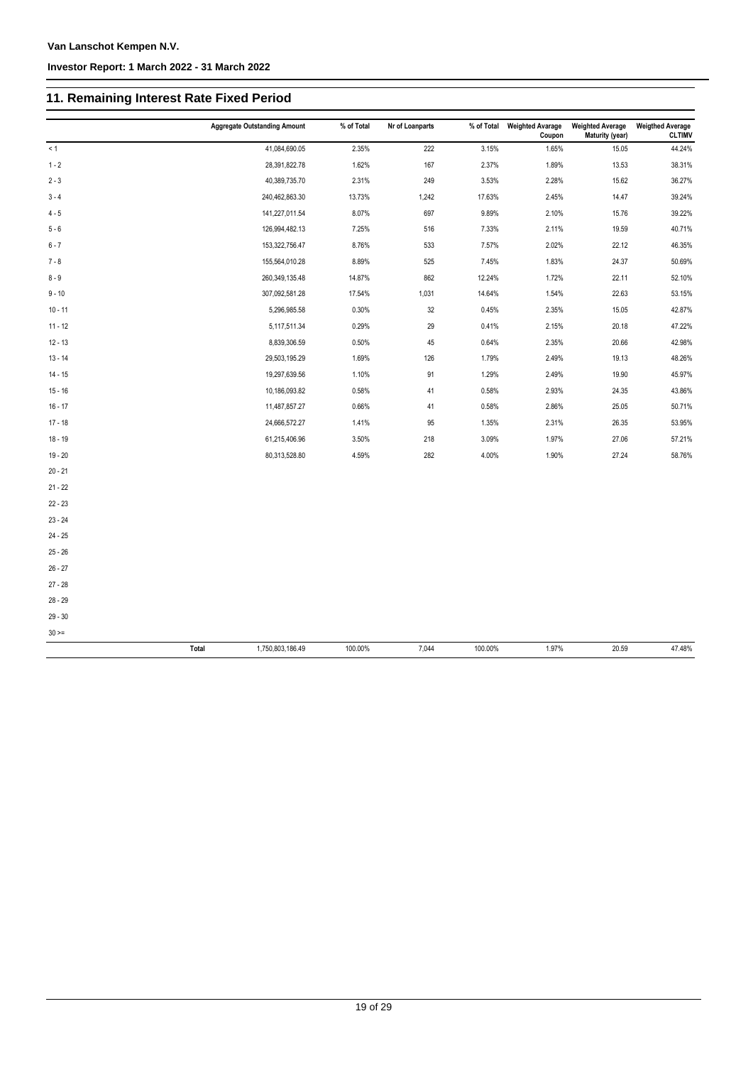**Van Lanschot Kempen N.V.**

**Investor Report: 1 March 2022 - 31 March 2022**

## 11. Remaining Interest Rate Fixed Period

| | Aggregate Outstanding Amount | % of Total | Nr of Loanparts | % of Total | Weighted Avarage Coupon | Weighted Average Maturity (year) | Weigthed Average CLTIMV |
|---|---|---|---|---|---|---|---|
| < 1 | 41,084,690.05 | 2.35% | 222 | 3.15% | 1.65% | 15.05 | 44.24% |
| 1 - 2 | 28,391,822.78 | 1.62% | 167 | 2.37% | 1.89% | 13.53 | 38.31% |
| 2 - 3 | 40,389,735.70 | 2.31% | 249 | 3.53% | 2.28% | 15.62 | 36.27% |
| 3 - 4 | 240,462,863.30 | 13.73% | 1,242 | 17.63% | 2.45% | 14.47 | 39.24% |
| 4 - 5 | 141,227,011.54 | 8.07% | 697 | 9.89% | 2.10% | 15.76 | 39.22% |
| 5 - 6 | 126,994,482.13 | 7.25% | 516 | 7.33% | 2.11% | 19.59 | 40.71% |
| 6 - 7 | 153,322,756.47 | 8.76% | 533 | 7.57% | 2.02% | 22.12 | 46.35% |
| 7 - 8 | 155,564,010.28 | 8.89% | 525 | 7.45% | 1.83% | 24.37 | 50.69% |
| 8 - 9 | 260,349,135.48 | 14.87% | 862 | 12.24% | 1.72% | 22.11 | 52.10% |
| 9 - 10 | 307,092,581.28 | 17.54% | 1,031 | 14.64% | 1.54% | 22.63 | 53.15% |
| 10 - 11 | 5,296,985.58 | 0.30% | 32 | 0.45% | 2.35% | 15.05 | 42.87% |
| 11 - 12 | 5,117,511.34 | 0.29% | 29 | 0.41% | 2.15% | 20.18 | 47.22% |
| 12 - 13 | 8,839,306.59 | 0.50% | 45 | 0.64% | 2.35% | 20.66 | 42.98% |
| 13 - 14 | 29,503,195.29 | 1.69% | 126 | 1.79% | 2.49% | 19.13 | 48.26% |
| 14 - 15 | 19,297,639.56 | 1.10% | 91 | 1.29% | 2.49% | 19.90 | 45.97% |
| 15 - 16 | 10,186,093.82 | 0.58% | 41 | 0.58% | 2.93% | 24.35 | 43.86% |
| 16 - 17 | 11,487,857.27 | 0.66% | 41 | 0.58% | 2.86% | 25.05 | 50.71% |
| 17 - 18 | 24,666,572.27 | 1.41% | 95 | 1.35% | 2.31% | 26.35 | 53.95% |
| 18 - 19 | 61,215,406.96 | 3.50% | 218 | 3.09% | 1.97% | 27.06 | 57.21% |
| 19 - 20 | 80,313,528.80 | 4.59% | 282 | 4.00% | 1.90% | 27.24 | 58.76% |
| 20 - 21 | | | | | | | |
| 21 - 22 | | | | | | | |
| 22 - 23 | | | | | | | |
| 23 - 24 | | | | | | | |
| 24 - 25 | | | | | | | |
| 25 - 26 | | | | | | | |
| 26 - 27 | | | | | | | |
| 27 - 28 | | | | | | | |
| 28 - 29 | | | | | | | |
| 29 - 30 | | | | | | | |
| 30 >= | | | | | | | |
| **Total** | 1,750,803,186.49 | 100.00% | 7,044 | 100.00% | 1.97% | 20.59 | 47.48% |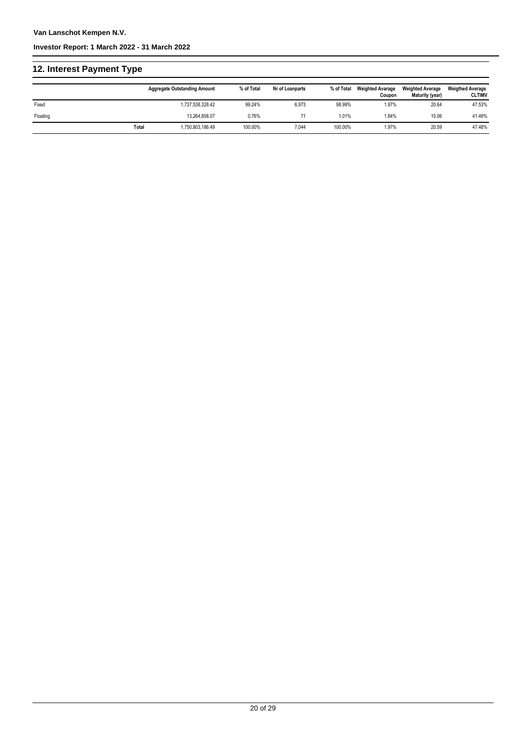Van Lanschot Kempen N.V.

Investor Report: 1 March 2022 - 31 March 2022

## 12. Interest Payment Type

| | Aggregate Outstanding Amount | % of Total | Nr of Loanparts | % of Total | Weighted Avarage Coupon | Weighted Average Maturity (year) | Weigthed Average CLTIMV |
|---|---|---|---|---|---|---|---|
| Fixed | 1,737,538,328.42 | 99.24% | 6,973 | 98.99% | 1.97% | 20.64 | 47.53% |
| Floating | 13,264,858.07 | 0.76% | 71 | 1.01% | 1.84% | 15.06 | 41.49% |
| **Total** | 1,750,803,186.49 | 100.00% | 7,044 | 100.00% | 1.97% | 20.59 | 47.48% |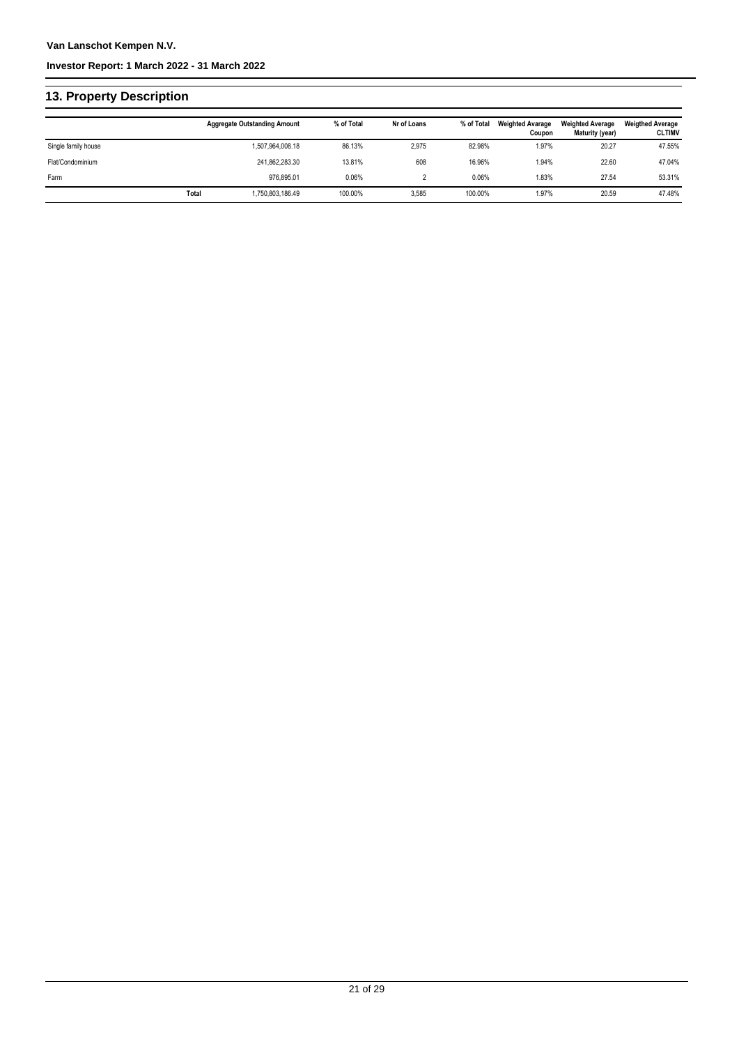## 13. Property Description

| | Aggregate Outstanding Amount | % of Total | Nr of Loans | % of Total | Weighted Avarage Coupon | Weighted Average Maturity (year) | Weigthed Average CLTIMV |
|---|---|---|---|---|---|---|---|
| Single family house | 1,507,964,008.18 | 86.13% | 2,975 | 82.98% | 1.97% | 20.27 | 47.55% |
| Flat/Condominium | 241,862,283.30 | 13.81% | 608 | 16.96% | 1.94% | 22.60 | 47.04% |
| Farm | 976,895.01 | 0.06% | 2 | 0.06% | 1.83% | 27.54 | 53.31% |
| **Total** | 1,750,803,186.49 | 100.00% | 3,585 | 100.00% | 1.97% | 20.59 | 47.48% |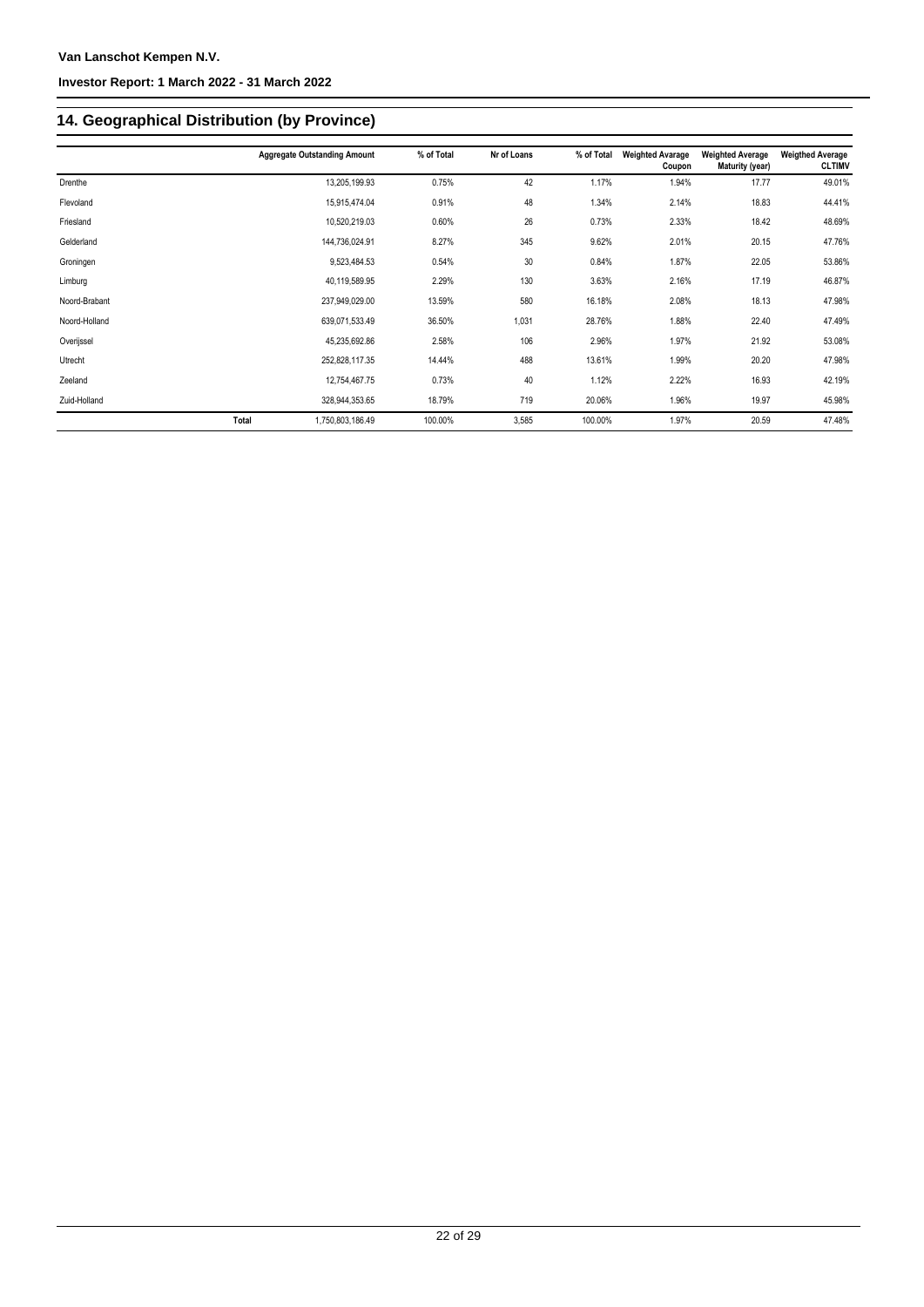## 14. Geographical Distribution (by Province)

| | Aggregate Outstanding Amount | % of Total | Nr of Loans | % of Total | Weighted Avarage Coupon | Weighted Average Maturity (year) | Weigthed Average CLTIMV |
|---|---|---|---|---|---|---|---|
| Drenthe | 13,205,199.93 | 0.75% | 42 | 1.17% | 1.94% | 17.77 | 49.01% |
| Flevoland | 15,915,474.04 | 0.91% | 48 | 1.34% | 2.14% | 18.83 | 44.41% |
| Friesland | 10,520,219.03 | 0.60% | 26 | 0.73% | 2.33% | 18.42 | 48.69% |
| Gelderland | 144,736,024.91 | 8.27% | 345 | 9.62% | 2.01% | 20.15 | 47.76% |
| Groningen | 9,523,484.53 | 0.54% | 30 | 0.84% | 1.87% | 22.05 | 53.86% |
| Limburg | 40,119,589.95 | 2.29% | 130 | 3.63% | 2.16% | 17.19 | 46.87% |
| Noord-Brabant | 237,949,029.00 | 13.59% | 580 | 16.18% | 2.08% | 18.13 | 47.98% |
| Noord-Holland | 639,071,533.49 | 36.50% | 1,031 | 28.76% | 1.88% | 22.40 | 47.49% |
| Overijssel | 45,235,692.86 | 2.58% | 106 | 2.96% | 1.97% | 21.92 | 53.08% |
| Utrecht | 252,828,117.35 | 14.44% | 488 | 13.61% | 1.99% | 20.20 | 47.98% |
| Zeeland | 12,754,467.75 | 0.73% | 40 | 1.12% | 2.22% | 16.93 | 42.19% |
| Zuid-Holland | 328,944,353.65 | 18.79% | 719 | 20.06% | 1.96% | 19.97 | 45.98% |
| Total | 1,750,803,186.49 | 100.00% | 3,585 | 100.00% | 1.97% | 20.59 | 47.48% |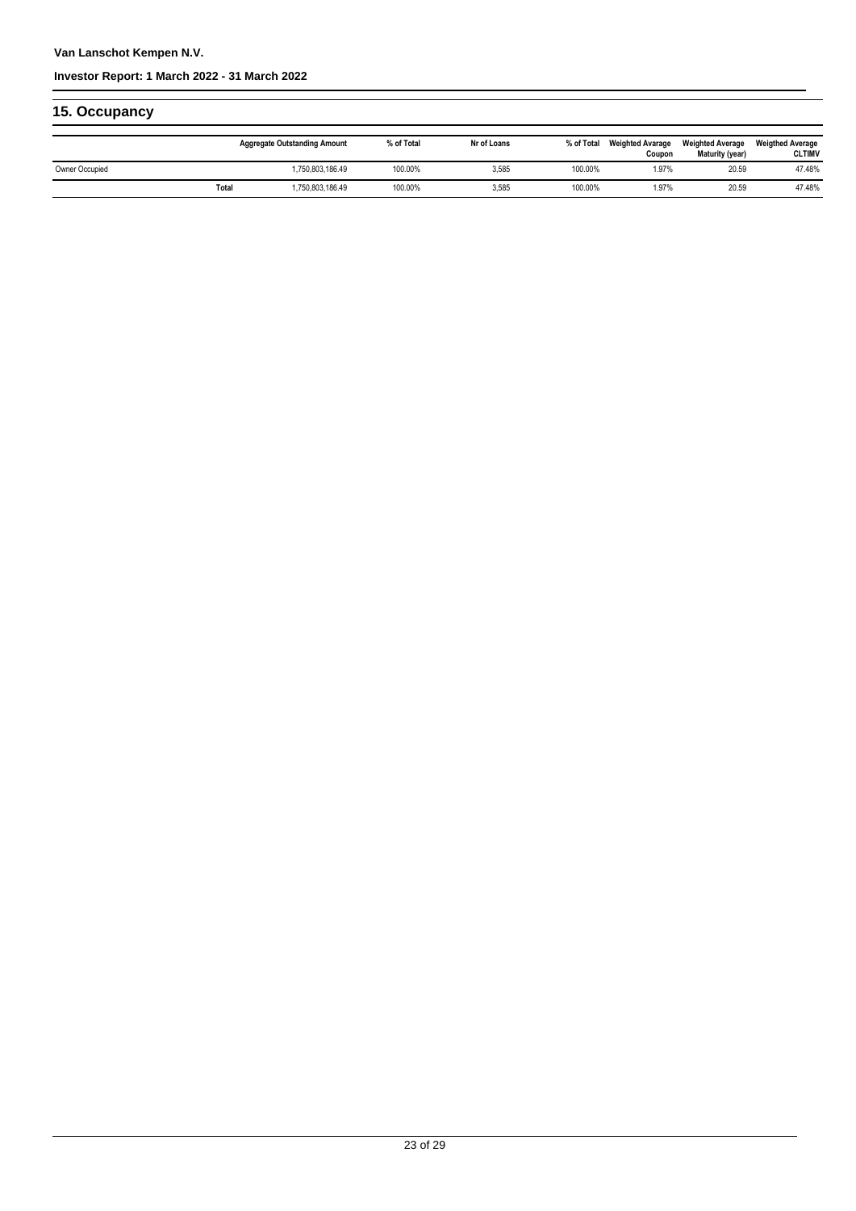## 15. Occupancy

| | Aggregate Outstanding Amount | % of Total | Nr of Loans | % of Total | Weighted Avarage Coupon | Weighted Average Maturity (year) | Weigthed Average CLTIMV |
|---|---|---|---|---|---|---|---|
| Owner Occupied | 1,750,803,186.49 | 100.00% | 3,585 | 100.00% | 1.97% | 20.59 | 47.48% |
| **Total** | 1,750,803,186.49 | 100.00% | 3,585 | 100.00% | 1.97% | 20.59 | 47.48% |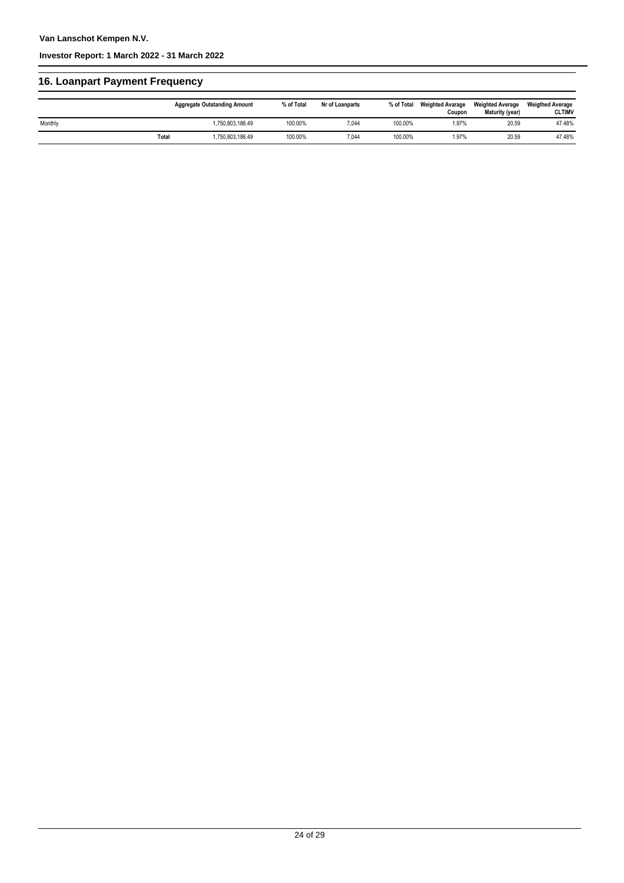## 16. Loanpart Payment Frequency

| | Aggregate Outstanding Amount | % of Total | Nr of Loanparts | % of Total | Weighted Avarage Coupon | Weighted Average Maturity (year) | Weigthed Average CLTIMV |
|---|---|---|---|---|---|---|---|
| Monthly | 1,750,803,186.49 | 100.00% | 7,044 | 100.00% | 1.97% | 20.59 | 47.48% |
| **Total** | 1,750,803,186.49 | 100.00% | 7,044 | 100.00% | 1.97% | 20.59 | 47.48% |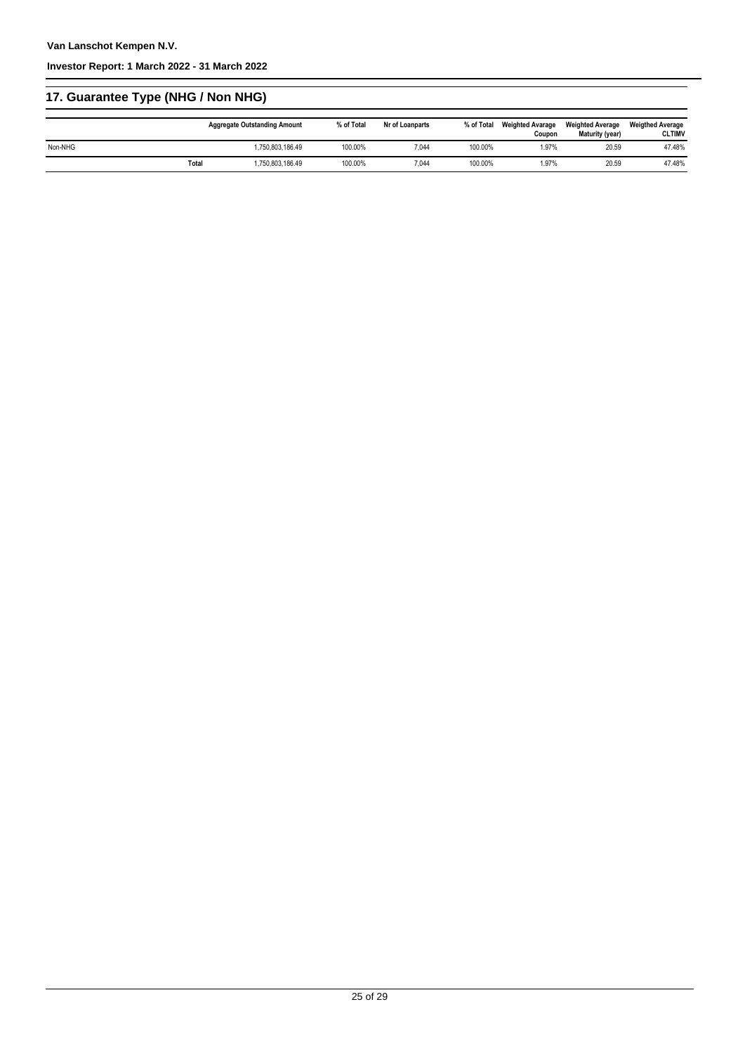## 17. Guarantee Type (NHG / Non NHG)

| | Aggregate Outstanding Amount | % of Total | Nr of Loanparts | % of Total | Weighted Avarage Coupon | Weighted Average Maturity (year) | Weigthed Average CLTIMV |
|---|---|---|---|---|---|---|---|
| Non-NHG | 1,750,803,186.49 | 100.00% | 7,044 | 100.00% | 1.97% | 20.59 | 47.48% |
| **Total** | 1,750,803,186.49 | 100.00% | 7,044 | 100.00% | 1.97% | 20.59 | 47.48% |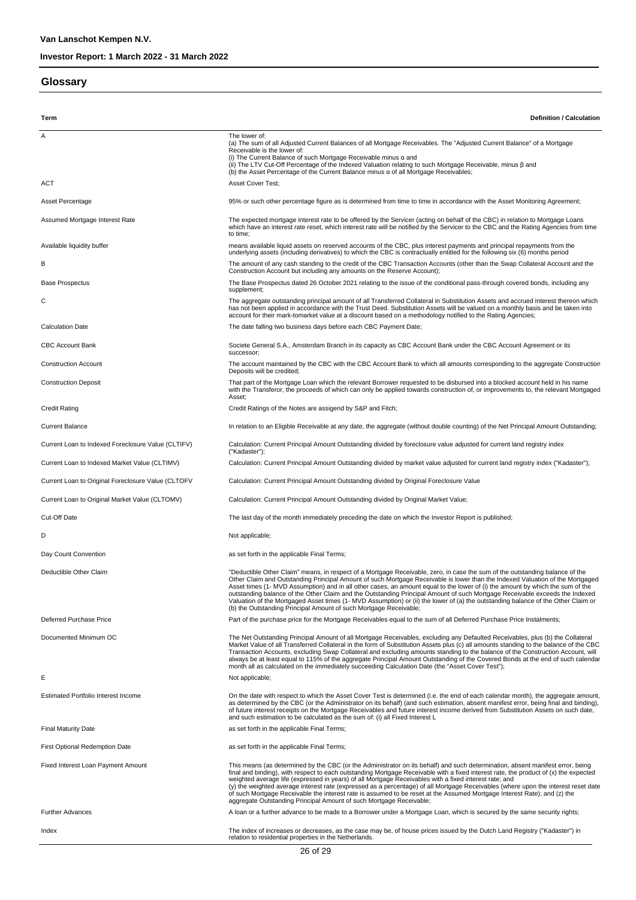**Van Lanschot Kempen N.V.**

**Investor Report: 1 March 2022 - 31 March 2022**

## Glossary

| Term | Definition / Calculation |
|---|---|
| A | The lower of:<br>(a) The sum of all Adjusted Current Balances of all Mortgage Receivables. The "Adjusted Current Balance" of a Mortgage Receivable is the lower of:<br>(i) The Current Balance of such Mortgage Receivable minus α and<br>(ii) The LTV Cut-Off Percentage of the Indexed Valuation relating to such Mortgage Receivable, minus β and<br>(b) the Asset Percentage of the Current Balance minus α of all Mortgage Receivables; |
| ACT | Asset Cover Test; |
| Asset Percentage | 95% or such other percentage figure as is determined from time to time in accordance with the Asset Monitoring Agreement; |
| Assumed Mortgage Interest Rate | The expected mortgage interest rate to be offered by the Servicer (acting on behalf of the CBC) in relation to Mortgage Loans which have an interest rate reset, which interest rate will be notified by the Servicer to the CBC and the Rating Agencies from time to time; |
| Available liquidity buffer | means available liquid assets on reserved accounts of the CBC, plus interest payments and principal repayments from the underlying assets (including derivatives) to which the CBC is contractually entitled for the following six (6) months period |
| B | The amount of any cash standing to the credit of the CBC Transaction Accounts (other than the Swap Collateral Account and the Construction Account but including any amounts on the Reserve Account); |
| Base Prospectus | The Base Prospectus dated 26 October 2021 relating to the issue of the conditional pass-through covered bonds, including any supplement; |
| C | The aggregate outstanding principal amount of all Transferred Collateral in Substitution Assets and accrued interest thereon which has not been applied in accordance with the Trust Deed. Substitution Assets will be valued on a monthly basis and be taken into account for their mark-tomarket value at a discount based on a methodology notified to the Rating Agencies; |
| Calculation Date | The date falling two business days before each CBC Payment Date; |
| CBC Account Bank | Societe General S.A., Amsterdam Branch in its capacity as CBC Account Bank under the CBC Account Agreement or its successor; |
| Construction Account | The account maintained by the CBC with the CBC Account Bank to which all amounts corresponding to the aggregate Construction Deposits will be credited; |
| Construction Deposit | That part of the Mortgage Loan which the relevant Borrower requested to be disbursed into a blocked account held in his name with the Transferor, the proceeds of which can only be applied towards construction of, or improvements to, the relevant Mortgaged Asset; |
| Credit Rating | Credit Ratings of the Notes are assigend by S&P and Fitch; |
| Current Balance | In relation to an Eligible Receivable at any date, the aggregate (without double counting) of the Net Principal Amount Outstanding; |
| Current Loan to Indexed Foreclosure Value (CLTIFV) | Calculation: Current Principal Amount Outstanding divided by foreclosure value adjusted for current land registry index ("Kadaster"); |
| Current Loan to Indexed Market Value (CLTIMV) | Calculation: Current Principal Amount Outstanding divided by market value adjusted for current land registry index ("Kadaster"); |
| Current Loan to Original Foreclosure Value (CLTOFV | Calculation: Current Principal Amount Outstanding divided by Original Foreclosure Value |
| Current Loan to Original Market Value (CLTOMV) | Calculation: Current Principal Amount Outstanding divided by Original Market Value; |
| Cut-Off Date | The last day of the month immediately preceding the date on which the Investor Report is published; |
| D | Not applicable; |
| Day Count Convention | as set forth in the applicable Final Terms; |
| Deductible Other Claim | "Deductible Other Claim" means, in respect of a Mortgage Receivable, zero, in case the sum of the outstanding balance of the Other Claim and Outstanding Principal Amount of such Mortgage Receivable is lower than the Indexed Valuation of the Mortgaged Asset times (1- MVD Assumption) and in all other cases, an amount equal to the lower of (i) the amount by which the sum of the outstanding balance of the Other Claim and the Outstanding Principal Amount of such Mortgage Receivable exceeds the Indexed Valuation of the Mortgaged Asset times (1- MVD Assumption) or (ii) the lower of (a) the outstanding balance of the Other Claim or (b) the Outstanding Principal Amount of such Mortgage Receivable; |
| Deferred Purchase Price | Part of the purchase price for the Mortgage Receivables equal to the sum of all Deferred Purchase Price Instalments; |
| Documented Minimum OC | The Net Outstanding Principal Amount of all Mortgage Receivables, excluding any Defaulted Receivables, plus (b) the Collateral Market Value of all Transferred Collateral in the form of Substitution Assets plus (c) all amounts standing to the balance of the CBC Transaction Accounts, excluding Swap Collateral and excluding amounts standing to the balance of the Construction Account, will always be at least equal to 115% of the aggregate Principal Amount Outstanding of the Covered Bonds at the end of such calendar month all as calculated on the immediately succeeding Calculation Date (the "Asset Cover Test"); |
| E | Not applicable; |
| Estimated Portfolio Interest Income | On the date with respect to which the Asset Cover Test is determined (i.e. the end of each calendar month), the aggregate amount, as determined by the CBC (or the Administrator on its behalf) (and such estimation, absent manifest error, being final and binding), of future interest receipts on the Mortgage Receivables and future interest income derived from Substitution Assets on such date, and such estimation to be calculated as the sum of: (i) all Fixed Interest L |
| Final Maturity Date | as set forth in the applicable Final Terms; |
| First Optional Redemption Date | as set forth in the applicable Final Terms; |
| Fixed Interest Loan Payment Amount | This means (as determined by the CBC (or the Administrator on its behalf) and such determination, absent manifest error, being final and binding), with respect to each outstanding Mortgage Receivable with a fixed interest rate, the product of (x) the expected weighted average life (expressed in years) of all Mortgage Receivables with a fixed interest rate; and<br>(y) the weighted average interest rate (expressed as a percentage) of all Mortgage Receivables (where upon the interest reset date of such Mortgage Receivable the interest rate is assumed to be reset at the Assumed Mortgage Interest Rate); and (z) the aggregate Outstanding Principal Amount of such Mortgage Receivable; |
| Further Advances | A loan or a further advance to be made to a Borrower under a Mortgage Loan, which is secured by the same security rights; |
| Index | The index of increases or decreases, as the case may be, of house prices issued by the Dutch Land Registry ("Kadaster") in relation to residential properties in the Netherlands. |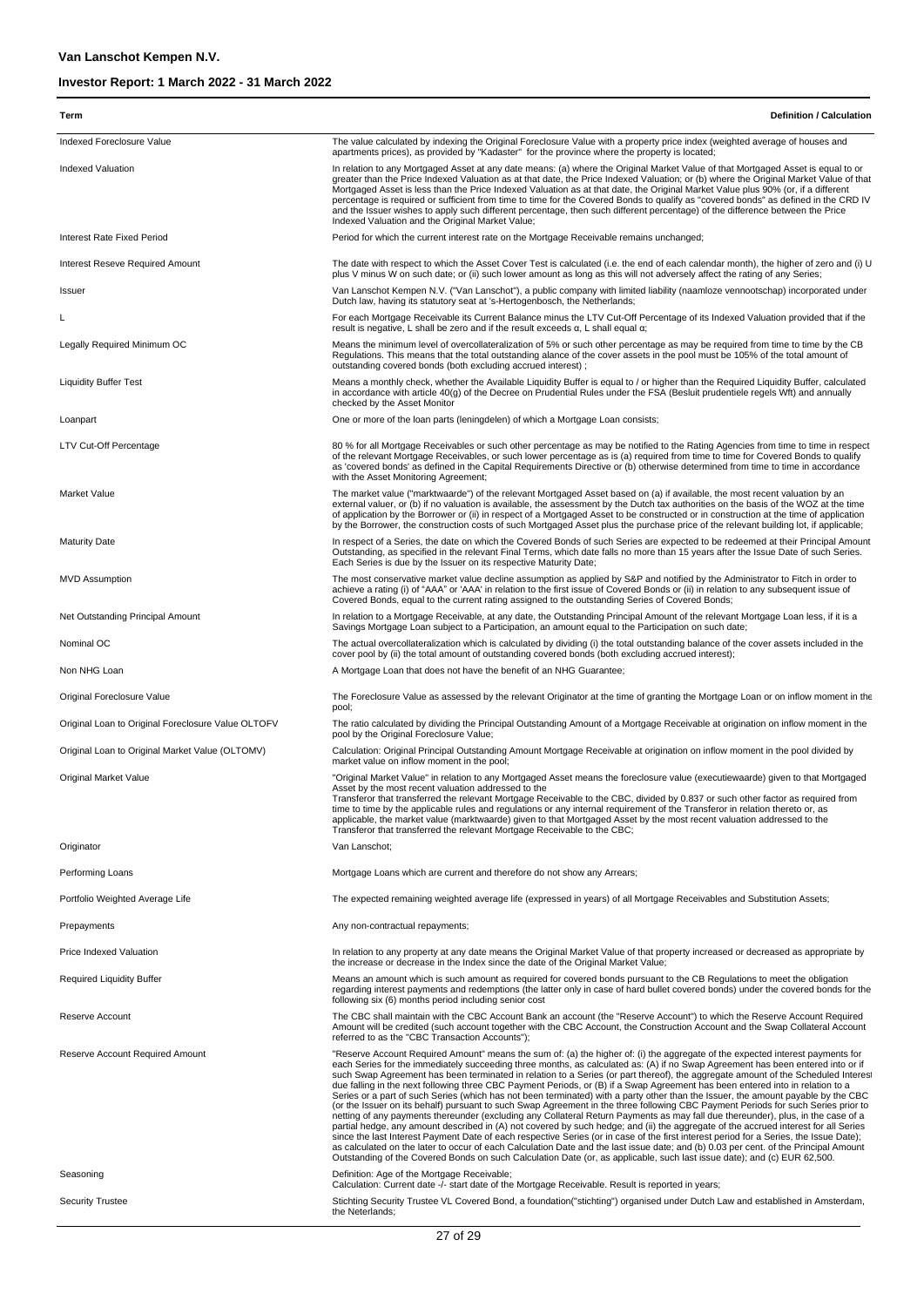| Term | Definition / Calculation |
| --- | --- |
| Indexed Foreclosure Value | The value calculated by indexing the Original Foreclosure Value with a property price index (weighted average of houses and apartments prices), as provided by "Kadaster" for the province where the property is located; |
| Indexed Valuation | In relation to any Mortgaged Asset at any date means: (a) where the Original Market Value of that Mortgaged Asset is equal to or greater than the Price Indexed Valuation as at that date, the Price Indexed Valuation; or (b) where the Original Market Value of that Mortgaged Asset is less than the Price Indexed Valuation as at that date, the Original Market Value plus 90% (or, if a different percentage is required or sufficient from time to time for the Covered Bonds to qualify as "covered bonds" as defined in the CRD IV and the Issuer wishes to apply such different percentage, then such different percentage) of the difference between the Price Indexed Valuation and the Original Market Value; |
| Interest Rate Fixed Period | Period for which the current interest rate on the Mortgage Receivable remains unchanged; |
| Interest Reseve Required Amount | The date with respect to which the Asset Cover Test is calculated (i.e. the end of each calendar month), the higher of zero and (i) U plus V minus W on such date; or (ii) such lower amount as long as this will not adversely affect the rating of any Series; |
| Issuer | Van Lanschot Kempen N.V. ("Van Lanschot"), a public company with limited liability (naamloze vennootschap) incorporated under Dutch law, having its statutory seat at 's-Hertogenbosch, the Netherlands; |
| L | For each Mortgage Receivable its Current Balance minus the LTV Cut-Off Percentage of its Indexed Valuation provided that if the result is negative, L shall be zero and if the result exceeds α, L shall equal α; |
| Legally Required Minimum OC | Means the minimum level of overcollateralization of 5% or such other percentage as may be required from time to time by the CB Regulations. This means that the total outstanding alance of the cover assets in the pool must be 105% of the total amount of outstanding covered bonds (both excluding accrued interest) ; |
| Liquidity Buffer Test | Means a monthly check, whether the Available Liquidity Buffer is equal to / or higher than the Required Liquidity Buffer, calculated in accordance with article 40(g) of the Decree on Prudential Rules under the FSA (Besluit prudentiele regels Wft) and annually checked by the Asset Monitor |
| Loanpart | One or more of the loan parts (leningdelen) of which a Mortgage Loan consists; |
| LTV Cut-Off Percentage | 80 % for all Mortgage Receivables or such other percentage as may be notified to the Rating Agencies from time to time in respect of the relevant Mortgage Receivables, or such lower percentage as is (a) required from time to time for Covered Bonds to qualify as 'covered bonds' as defined in the Capital Requirements Directive or (b) otherwise determined from time to time in accordance with the Asset Monitoring Agreement; |
| Market Value | The market value ("marktwaarde") of the relevant Mortgaged Asset based on (a) if available, the most recent valuation by an external valuer, or (b) if no valuation is available, the assessment by the Dutch tax authorities on the basis of the WOZ at the time of application by the Borrower or (ii) in respect of a Mortgaged Asset to be constructed or in construction at the time of application by the Borrower, the construction costs of such Mortgaged Asset plus the purchase price of the relevant building lot, if applicable; |
| Maturity Date | In respect of a Series, the date on which the Covered Bonds of such Series are expected to be redeemed at their Principal Amount Outstanding, as specified in the relevant Final Terms, which date falls no more than 15 years after the Issue Date of such Series. Each Series is due by the Issuer on its respective Maturity Date; |
| MVD Assumption | The most conservative market value decline assumption as applied by S&P and notified by the Administrator to Fitch in order to achieve a rating (i) of "AAA" or 'AAA' in relation to the first issue of Covered Bonds or (ii) in relation to any subsequent issue of Covered Bonds, equal to the current rating assigned to the outstanding Series of Covered Bonds; |
| Net Outstanding Principal Amount | In relation to a Mortgage Receivable, at any date, the Outstanding Principal Amount of the relevant Mortgage Loan less, if it is a Savings Mortgage Loan subject to a Participation, an amount equal to the Participation on such date; |
| Nominal OC | The actual overcollateralization which is calculated by dividing (i) the total outstanding balance of the cover assets included in the cover pool by (ii) the total amount of outstanding covered bonds (both excluding accrued interest); |
| Non NHG Loan | A Mortgage Loan that does not have the benefit of an NHG Guarantee; |
| Original Foreclosure Value | The Foreclosure Value as assessed by the relevant Originator at the time of granting the Mortgage Loan or on inflow moment in the pool; |
| Original Loan to Original Foreclosure Value OLTOFV | The ratio calculated by dividing the Principal Outstanding Amount of a Mortgage Receivable at origination on inflow moment in the pool by the Original Foreclosure Value; |
| Original Loan to Original Market Value (OLTOMV) | Calculation: Original Principal Outstanding Amount Mortgage Receivable at origination on inflow moment in the pool divided by market value on inflow moment in the pool; |
| Original Market Value | "Original Market Value" in relation to any Mortgaged Asset means the foreclosure value (executiewaarde) given to that Mortgaged Asset by the most recent valuation addressed to the Transferor that transferred the relevant Mortgage Receivable to the CBC, divided by 0.837 or such other factor as required from time to time by the applicable rules and regulations or any internal requirement of the Transferor in relation thereto or, as applicable, the market value (marktwaarde) given to that Mortgaged Asset by the most recent valuation addressed to the Transferor that transferred the relevant Mortgage Receivable to the CBC; |
| Originator | Van Lanschot; |
| Performing Loans | Mortgage Loans which are current and therefore do not show any Arrears; |
| Portfolio Weighted Average Life | The expected remaining weighted average life (expressed in years) of all Mortgage Receivables and Substitution Assets; |
| Prepayments | Any non-contractual repayments; |
| Price Indexed Valuation | In relation to any property at any date means the Original Market Value of that property increased or decreased as appropriate by the increase or decrease in the Index since the date of the Original Market Value; |
| Required Liquidity Buffer | Means an amount which is such amount as required for covered bonds pursuant to the CB Regulations to meet the obligation regarding interest payments and redemptions (the latter only in case of hard bullet covered bonds) under the covered bonds for the following six (6) months period including senior cost |
| Reserve Account | The CBC shall maintain with the CBC Account Bank an account (the "Reserve Account") to which the Reserve Account Required Amount will be credited (such account together with the CBC Account, the Construction Account and the Swap Collateral Account referred to as the "CBC Transaction Accounts"); |
| Reserve Account Required Amount | "Reserve Account Required Amount" means the sum of: (a) the higher of: (i) the aggregate of the expected interest payments for each Series for the immediately succeeding three months, as calculated as: (A) if no Swap Agreement has been entered into or if such Swap Agreement has been terminated in relation to a Series (or part thereof), the aggregate amount of the Scheduled Interest due falling in the next following three CBC Payment Periods, or (B) if a Swap Agreement has been entered into in relation to a Series or a part of such Series (which has not been terminated) with a party other than the Issuer, the amount payable by the CBC (or the Issuer on its behalf) pursuant to such Swap Agreement in the three following CBC Payment Periods for such Series prior to netting of any payments thereunder (excluding any Collateral Return Payments as may fall due thereunder), plus, in the case of a partial hedge, any amount described in (A) not covered by such hedge; and (ii) the aggregate of the accrued interest for all Series since the last Interest Payment Date of each respective Series (or in case of the first interest period for a Series, the Issue Date); as calculated on the later to occur of each Calculation Date and the last issue date; and (b) 0.03 per cent. of the Principal Amount Outstanding of the Covered Bonds on such Calculation Date (or, as applicable, such last issue date); and (c) EUR 62,500. |
| Seasoning | Definition: Age of the Mortgage Receivable;<br>Calculation: Current date -/- start date of the Mortgage Receivable. Result is reported in years; |
| Security Trustee | Stichting Security Trustee VL Covered Bond, a foundation("stichting") organised under Dutch Law and established in Amsterdam, the Neterlands; |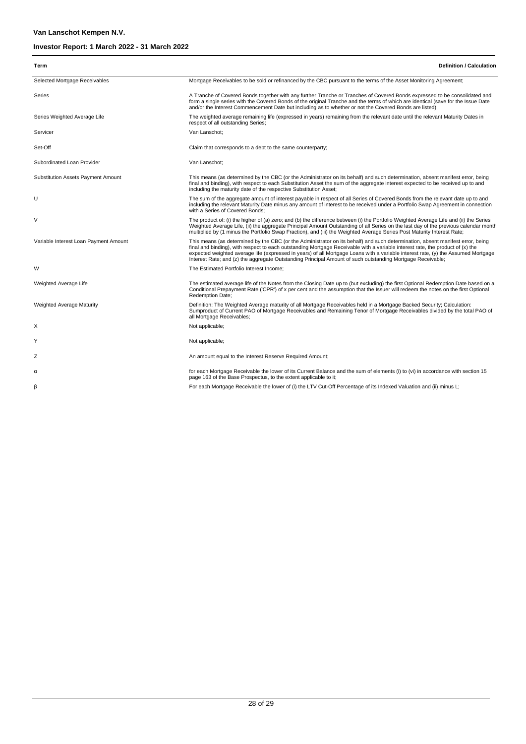| Term | Definition / Calculation |
|---|---|
| Selected Mortgage Receivables | Mortgage Receivables to be sold or refinanced by the CBC pursuant to the terms of the Asset Monitoring Agreement; |
| Series | A Tranche of Covered Bonds together with any further Tranche or Tranches of Covered Bonds expressed to be consolidated and form a single series with the Covered Bonds of the original Tranche and the terms of which are identical (save for the Issue Date and/or the Interest Commencement Date but including as to whether or not the Covered Bonds are listed); |
| Series Weighted Average Life | The weighted average remaining life (expressed in years) remaining from the relevant date until the relevant Maturity Dates in respect of all outstanding Series; |
| Servicer | Van Lanschot; |
| Set-Off | Claim that corresponds to a debt to the same counterparty; |
| Subordinated Loan Provider | Van Lanschot; |
| Substitution Assets Payment Amount | This means (as determined by the CBC (or the Administrator on its behalf) and such determination, absent manifest error, being final and binding), with respect to each Substitution Asset the sum of the aggregate interest expected to be received up to and including the maturity date of the respective Substitution Asset; |
| U | The sum of the aggregate amount of interest payable in respect of all Series of Covered Bonds from the relevant date up to and including the relevant Maturity Date minus any amount of interest to be received under a Portfolio Swap Agreement in connection with a Series of Covered Bonds; |
| V | The product of: (i) the higher of (a) zero; and (b) the difference between (i) the Portfolio Weighted Average Life and (ii) the Series Weighted Average Life, (ii) the aggregate Principal Amount Outstanding of all Series on the last day of the previous calendar month multiplied by (1 minus the Portfolio Swap Fraction), and (iii) the Weighted Average Series Post Maturity Interest Rate; |
| Variable Interest Loan Payment Amount | This means (as determined by the CBC (or the Administrator on its behalf) and such determination, absent manifest error, being final and binding), with respect to each outstanding Mortgage Receivable with a variable interest rate, the product of (x) the expected weighted average life (expressed in years) of all Mortgage Loans with a variable interest rate, (y) the Assumed Mortgage Interest Rate; and (z) the aggregate Outstanding Principal Amount of such outstanding Mortgage Receivable; |
| W | The Estimated Portfolio Interest Income; |
| Weighted Average Life | The estimated average life of the Notes from the Closing Date up to (but excluding) the first Optional Redemption Date based on a Conditional Prepayment Rate ('CPR') of x per cent and the assumption that the Issuer will redeem the notes on the first Optional Redemption Date; |
| Weighted Average Maturity | Definition: The Weighted Average maturity of all Mortgage Receivables held in a Mortgage Backed Security; Calculation: Sumproduct of Current PAO of Mortgage Receivables and Remaining Tenor of Mortgage Receivables divided by the total PAO of all Mortgage Receivables; |
| X | Not applicable; |
| Y | Not applicable; |
| Z | An amount equal to the Interest Reserve Required Amount; |
| α | for each Mortgage Receivable the lower of its Current Balance and the sum of elements (i) to (vi) in accordance with section 15 page 163 of the Base Prospectus, to the extent applicable to it; |
| β | For each Mortgage Receivable the lower of (i) the LTV Cut-Off Percentage of its Indexed Valuation and (ii) minus L; |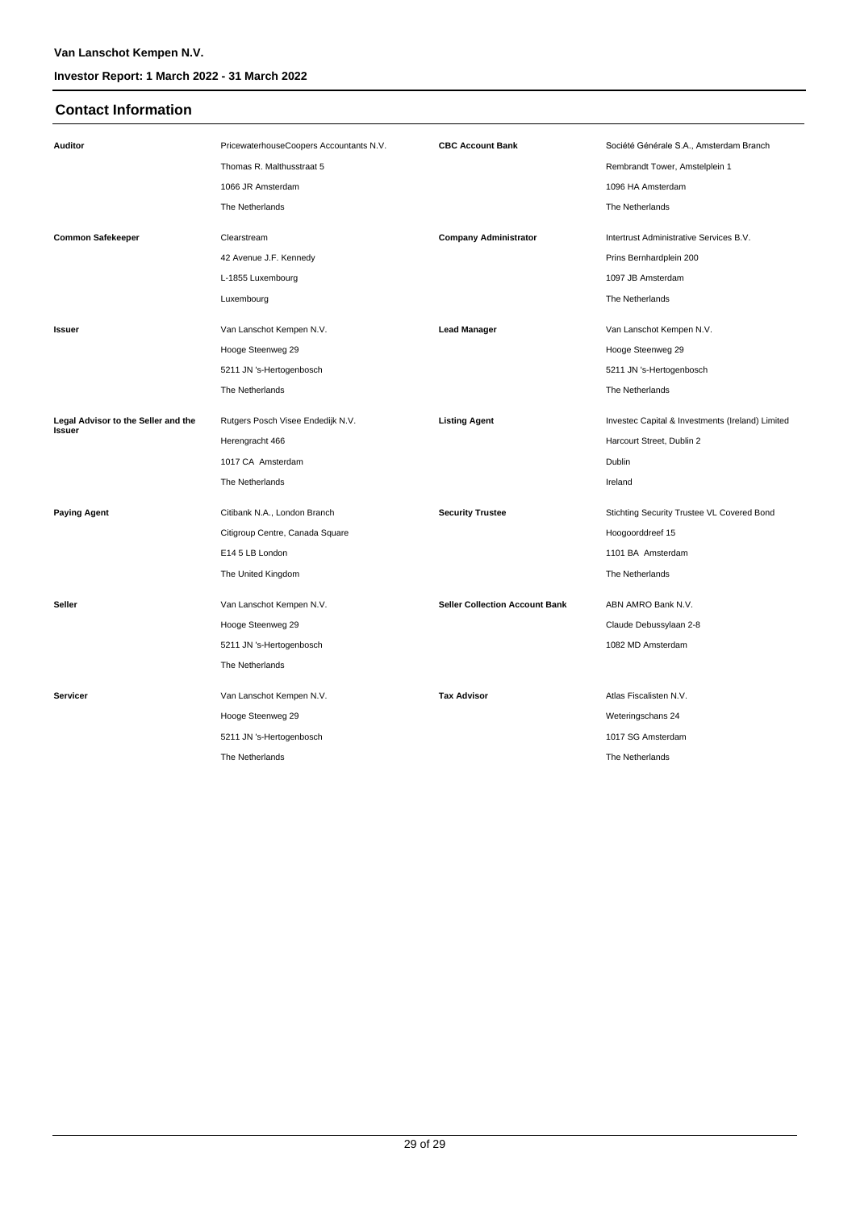## Contact Information

| | | | |
|---|---|---|---|
| **Auditor** | PricewaterhouseCoopers Accountants N.V.<br>Thomas R. Malthusstraat 5<br>1066 JR Amsterdam<br>The Netherlands | **CBC Account Bank** | Société Générale S.A., Amsterdam Branch<br>Rembrandt Tower, Amstelplein 1<br>1096 HA Amsterdam<br>The Netherlands |
| **Common Safekeeper** | Clearstream<br>42 Avenue J.F. Kennedy<br>L-1855 Luxembourg<br>Luxembourg | **Company Administrator** | Intertrust Administrative Services B.V.<br>Prins Bernhardplein 200<br>1097 JB Amsterdam<br>The Netherlands |
| **Issuer** | Van Lanschot Kempen N.V.<br>Hooge Steenweg 29<br>5211 JN 's-Hertogenbosch<br>The Netherlands | **Lead Manager** | Van Lanschot Kempen N.V.<br>Hooge Steenweg 29<br>5211 JN 's-Hertogenbosch<br>The Netherlands |
| **Legal Advisor to the Seller and the Issuer** | Rutgers Posch Visee Endedijk N.V.<br>Herengracht 466<br>1017 CA Amsterdam<br>The Netherlands | **Listing Agent** | Investec Capital & Investments (Ireland) Limited<br>Harcourt Street, Dublin 2<br>Dublin<br>Ireland |
| **Paying Agent** | Citibank N.A., London Branch<br>Citigroup Centre, Canada Square<br>E14 5 LB London<br>The United Kingdom | **Security Trustee** | Stichting Security Trustee VL Covered Bond<br>Hoogoorddreef 15<br>1101 BA Amsterdam<br>The Netherlands |
| **Seller** | Van Lanschot Kempen N.V.<br>Hooge Steenweg 29<br>5211 JN 's-Hertogenbosch<br>The Netherlands | **Seller Collection Account Bank** | ABN AMRO Bank N.V.<br>Claude Debussylaan 2-8<br>1082 MD Amsterdam |
| **Servicer** | Van Lanschot Kempen N.V.<br>Hooge Steenweg 29<br>5211 JN 's-Hertogenbosch<br>The Netherlands | **Tax Advisor** | Atlas Fiscalisten N.V.<br>Weteringschans 24<br>1017 SG Amsterdam<br>The Netherlands |